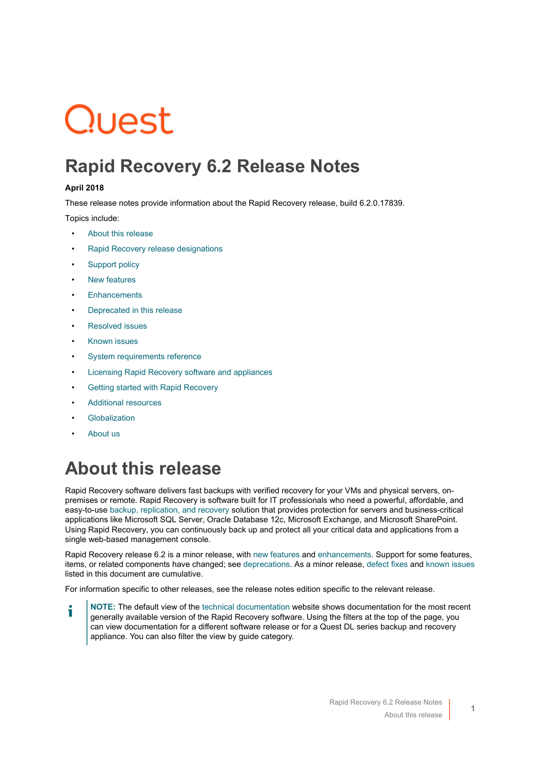Quest

# Rapid Recovery 6.2 Release Notes

**April 2018**

These release notes provide information about the Rapid Recovery release, build 6.2.0.17839.

Topics include:

- About this release
- Rapid Recovery release designations
- Support policy
- New features
- Enhancements
- Deprecated in this release
- Resolved issues
- Known issues
- System requirements reference
- Licensing Rapid Recovery software and appliances
- Getting started with Rapid Recovery
- Additional resources
- Globalization
- About us

# About this release

Rapid Recovery software delivers fast backups with verified recovery for your VMs and physical servers, on-premises or remote. Rapid Recovery is software built for IT professionals who need a powerful, affordable, and easy-to-use backup, replication, and recovery solution that provides protection for servers and business-critical applications like Microsoft SQL Server, Oracle Database 12c, Microsoft Exchange, and Microsoft SharePoint. Using Rapid Recovery, you can continuously back up and protect all your critical data and applications from a single web-based management console.

Rapid Recovery release 6.2 is a minor release, with new features and enhancements. Support for some features, items, or related components have changed; see deprecations. As a minor release, defect fixes and known issues listed in this document are cumulative.

For information specific to other releases, see the release notes edition specific to the relevant release.

> **NOTE:** The default view of the technical documentation website shows documentation for the most recent generally available version of the Rapid Recovery software. Using the filters at the top of the page, you can view documentation for a different software release or for a Quest DL series backup and recovery appliance. You can also filter the view by guide category.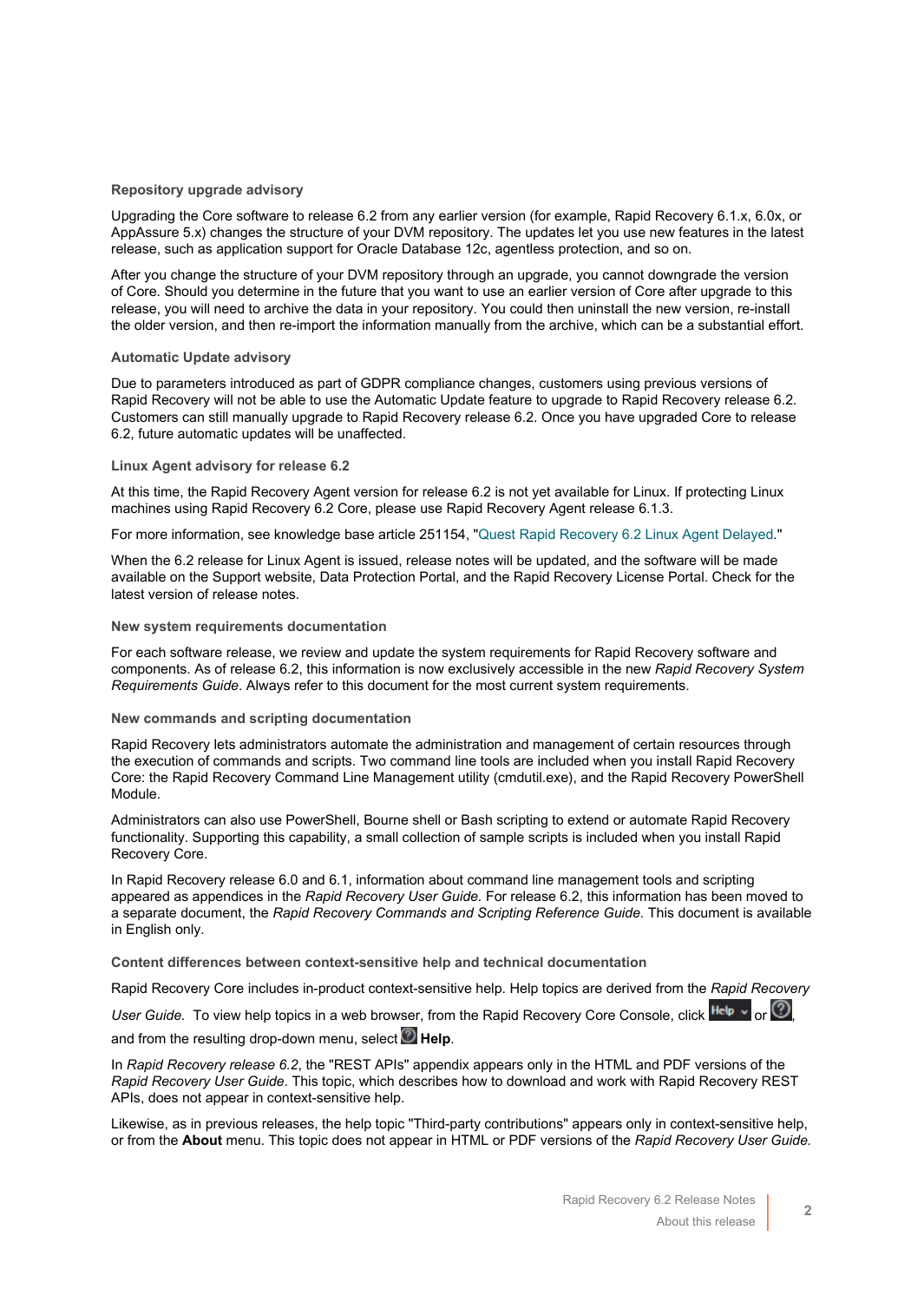### Repository upgrade advisory

Upgrading the Core software to release 6.2 from any earlier version (for example, Rapid Recovery 6.1.x, 6.0x, or AppAssure 5.x) changes the structure of your DVM repository. The updates let you use new features in the latest release, such as application support for Oracle Database 12c, agentless protection, and so on.

After you change the structure of your DVM repository through an upgrade, you cannot downgrade the version of Core. Should you determine in the future that you want to use an earlier version of Core after upgrade to this release, you will need to archive the data in your repository. You could then uninstall the new version, re-install the older version, and then re-import the information manually from the archive, which can be a substantial effort.

### Automatic Update advisory

Due to parameters introduced as part of GDPR compliance changes, customers using previous versions of Rapid Recovery will not be able to use the Automatic Update feature to upgrade to Rapid Recovery release 6.2. Customers can still manually upgrade to Rapid Recovery release 6.2. Once you have upgraded Core to release 6.2, future automatic updates will be unaffected.

### Linux Agent advisory for release 6.2

At this time, the Rapid Recovery Agent version for release 6.2 is not yet available for Linux. If protecting Linux machines using Rapid Recovery 6.2 Core, please use Rapid Recovery Agent release 6.1.3.

For more information, see knowledge base article 251154, "Quest Rapid Recovery 6.2 Linux Agent Delayed."

When the 6.2 release for Linux Agent is issued, release notes will be updated, and the software will be made available on the Support website, Data Protection Portal, and the Rapid Recovery License Portal. Check for the latest version of release notes.

### New system requirements documentation

For each software release, we review and update the system requirements for Rapid Recovery software and components. As of release 6.2, this information is now exclusively accessible in the new *Rapid Recovery System Requirements Guide*. Always refer to this document for the most current system requirements.

### New commands and scripting documentation

Rapid Recovery lets administrators automate the administration and management of certain resources through the execution of commands and scripts. Two command line tools are included when you install Rapid Recovery Core: the Rapid Recovery Command Line Management utility (cmdutil.exe), and the Rapid Recovery PowerShell Module.

Administrators can also use PowerShell, Bourne shell or Bash scripting to extend or automate Rapid Recovery functionality. Supporting this capability, a small collection of sample scripts is included when you install Rapid Recovery Core.

In Rapid Recovery release 6.0 and 6.1, information about command line management tools and scripting appeared as appendices in the *Rapid Recovery User Guide*. For release 6.2, this information has been moved to a separate document, the *Rapid Recovery Commands and Scripting Reference Guide.* This document is available in English only.

### Content differences between context-sensitive help and technical documentation

Rapid Recovery Core includes in-product context-sensitive help. Help topics are derived from the *Rapid Recovery User Guide.* To view help topics in a web browser, from the Rapid Recovery Core Console, click Help or ?, and from the resulting drop-down menu, select **Help**.

In *Rapid Recovery release 6.2*, the "REST APIs" appendix appears only in the HTML and PDF versions of the *Rapid Recovery User Guide*. This topic, which describes how to download and work with Rapid Recovery REST APIs, does not appear in context-sensitive help.

Likewise, as in previous releases, the help topic "Third-party contributions" appears only in context-sensitive help, or from the **About** menu. This topic does not appear in HTML or PDF versions of the *Rapid Recovery User Guide.*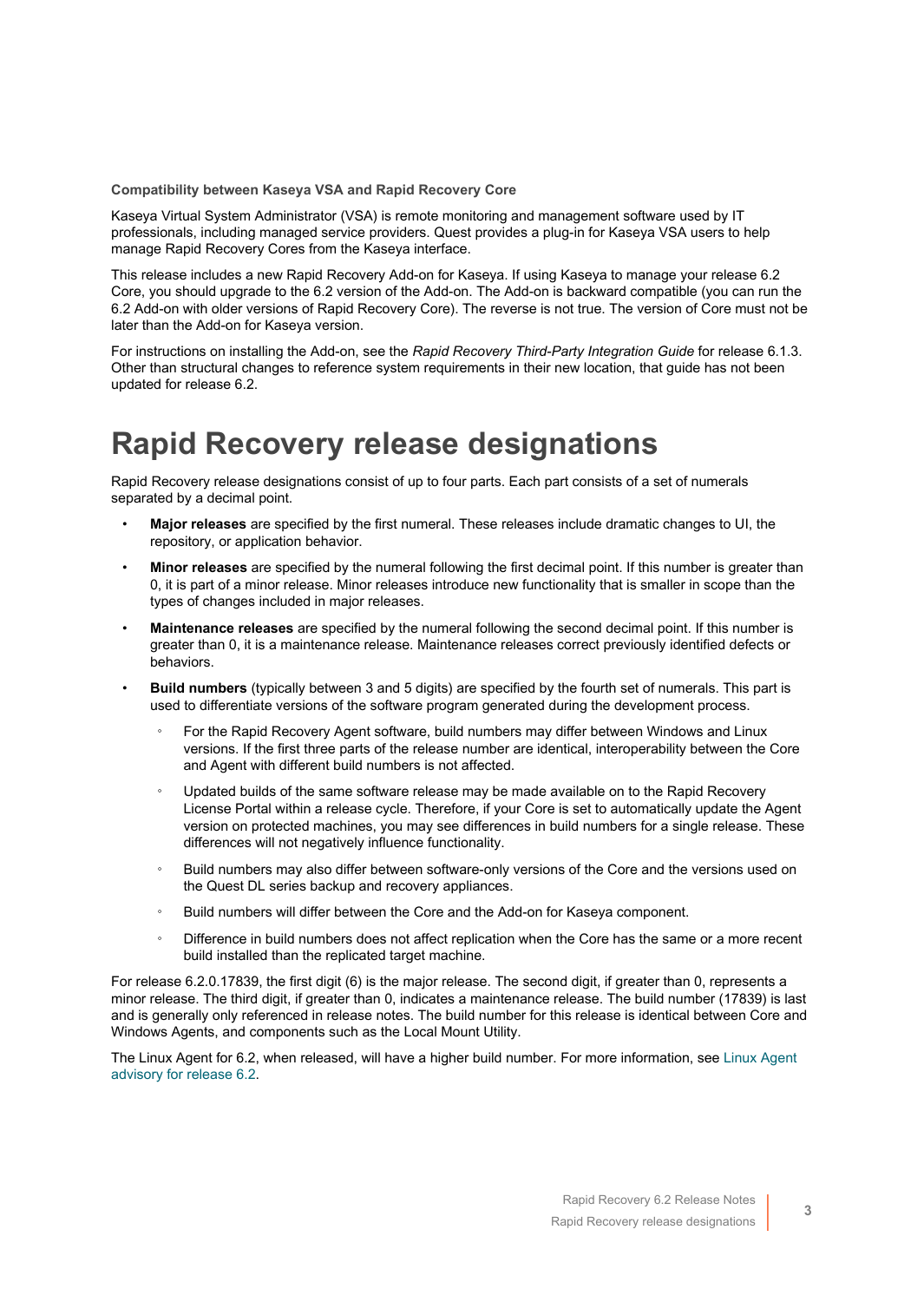### Compatibility between Kaseya VSA and Rapid Recovery Core

Kaseya Virtual System Administrator (VSA) is remote monitoring and management software used by IT professionals, including managed service providers. Quest provides a plug-in for Kaseya VSA users to help manage Rapid Recovery Cores from the Kaseya interface.

This release includes a new Rapid Recovery Add-on for Kaseya. If using Kaseya to manage your release 6.2 Core, you should upgrade to the 6.2 version of the Add-on. The Add-on is backward compatible (you can run the 6.2 Add-on with older versions of Rapid Recovery Core). The reverse is not true. The version of Core must not be later than the Add-on for Kaseya version.

For instructions on installing the Add-on, see the *Rapid Recovery Third-Party Integration Guide* for release 6.1.3. Other than structural changes to reference system requirements in their new location, that guide has not been updated for release 6.2.

# Rapid Recovery release designations

Rapid Recovery release designations consist of up to four parts. Each part consists of a set of numerals separated by a decimal point.

- **Major releases** are specified by the first numeral. These releases include dramatic changes to UI, the repository, or application behavior.
- **Minor releases** are specified by the numeral following the first decimal point. If this number is greater than 0, it is part of a minor release. Minor releases introduce new functionality that is smaller in scope than the types of changes included in major releases.
- **Maintenance releases** are specified by the numeral following the second decimal point. If this number is greater than 0, it is a maintenance release. Maintenance releases correct previously identified defects or behaviors.
- **Build numbers** (typically between 3 and 5 digits) are specified by the fourth set of numerals. This part is used to differentiate versions of the software program generated during the development process.
  - For the Rapid Recovery Agent software, build numbers may differ between Windows and Linux versions. If the first three parts of the release number are identical, interoperability between the Core and Agent with different build numbers is not affected.
  - Updated builds of the same software release may be made available on to the Rapid Recovery License Portal within a release cycle. Therefore, if your Core is set to automatically update the Agent version on protected machines, you may see differences in build numbers for a single release. These differences will not negatively influence functionality.
  - Build numbers may also differ between software-only versions of the Core and the versions used on the Quest DL series backup and recovery appliances.
  - Build numbers will differ between the Core and the Add-on for Kaseya component.
  - Difference in build numbers does not affect replication when the Core has the same or a more recent build installed than the replicated target machine.

For release 6.2.0.17839, the first digit (6) is the major release. The second digit, if greater than 0, represents a minor release. The third digit, if greater than 0, indicates a maintenance release. The build number (17839) is last and is generally only referenced in release notes. The build number for this release is identical between Core and Windows Agents, and components such as the Local Mount Utility.

The Linux Agent for 6.2, when released, will have a higher build number. For more information, see Linux Agent advisory for release 6.2.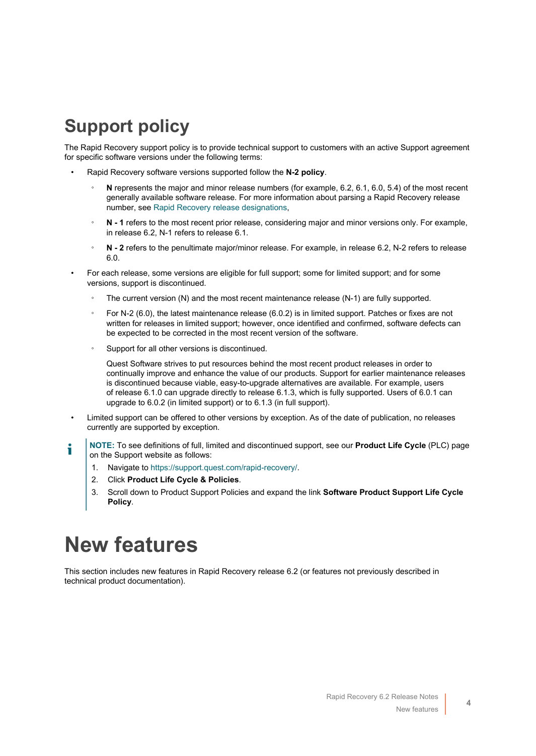# Support policy

The Rapid Recovery support policy is to provide technical support to customers with an active Support agreement for specific software versions under the following terms:

- Rapid Recovery software versions supported follow the **N-2 policy**.
  - **N** represents the major and minor release numbers (for example, 6.2, 6.1, 6.0, 5.4) of the most recent generally available software release. For more information about parsing a Rapid Recovery release number, see Rapid Recovery release designations,
  - **N - 1** refers to the most recent prior release, considering major and minor versions only. For example, in release 6.2, N-1 refers to release 6.1.
  - **N - 2** refers to the penultimate major/minor release. For example, in release 6.2, N-2 refers to release 6.0.
- For each release, some versions are eligible for full support; some for limited support; and for some versions, support is discontinued.
  - The current version (N) and the most recent maintenance release (N-1) are fully supported.
  - For N-2 (6.0), the latest maintenance release (6.0.2) is in limited support. Patches or fixes are not written for releases in limited support; however, once identified and confirmed, software defects can be expected to be corrected in the most recent version of the software.
  - Support for all other versions is discontinued.

    Quest Software strives to put resources behind the most recent product releases in order to continually improve and enhance the value of our products. Support for earlier maintenance releases is discontinued because viable, easy-to-upgrade alternatives are available. For example, users of release 6.1.0 can upgrade directly to release 6.1.3, which is fully supported. Users of 6.0.1 can upgrade to 6.0.2 (in limited support) or to 6.1.3 (in full support).
- Limited support can be offered to other versions by exception. As of the date of publication, no releases currently are supported by exception.

**NOTE:** To see definitions of full, limited and discontinued support, see our **Product Life Cycle** (PLC) page on the Support website as follows:

1. Navigate to https://support.quest.com/rapid-recovery/.
2. Click **Product Life Cycle & Policies**.
3. Scroll down to Product Support Policies and expand the link **Software Product Support Life Cycle Policy**.

# New features

This section includes new features in Rapid Recovery release 6.2 (or features not previously described in technical product documentation).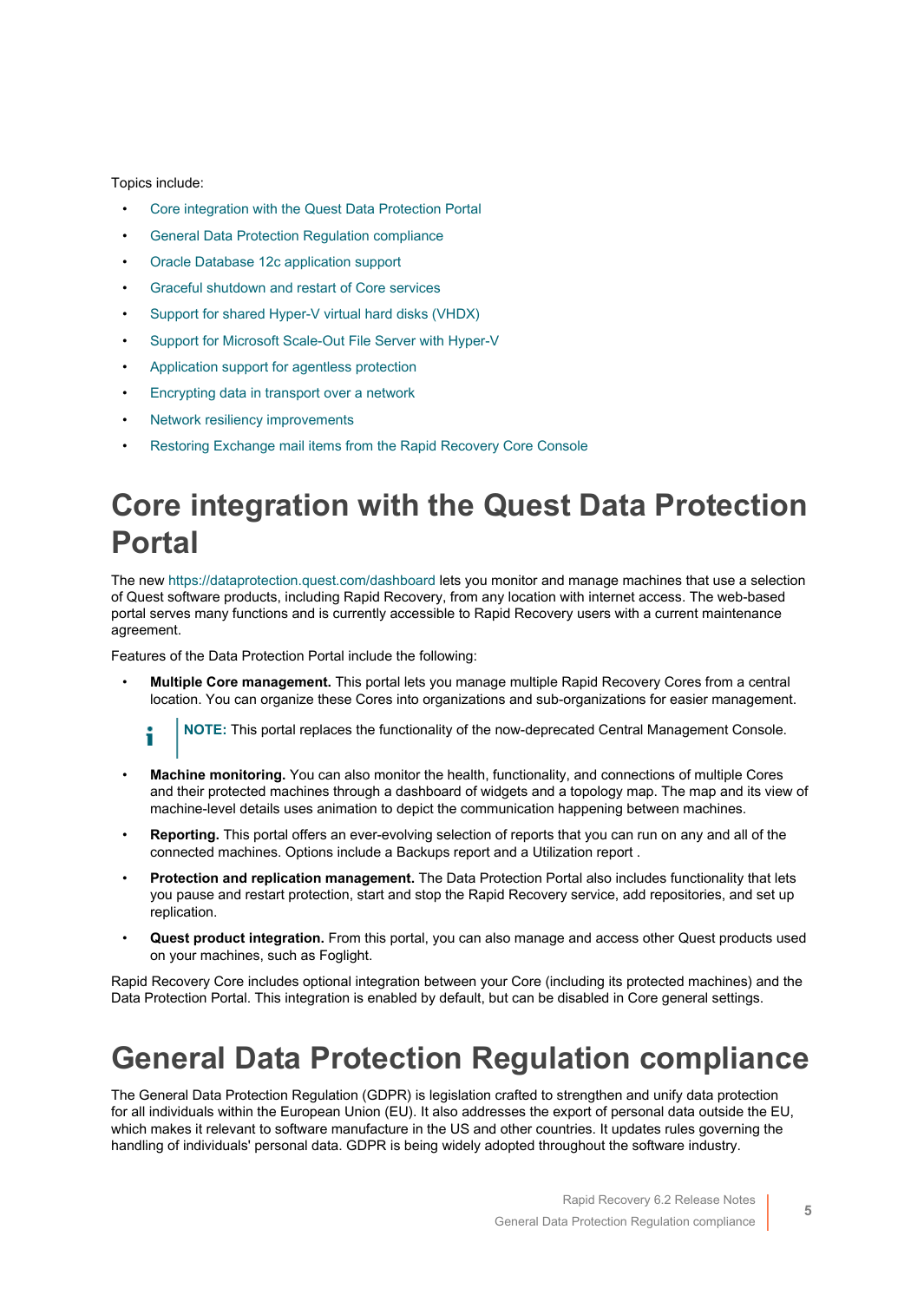Topics include:

- Core integration with the Quest Data Protection Portal
- General Data Protection Regulation compliance
- Oracle Database 12c application support
- Graceful shutdown and restart of Core services
- Support for shared Hyper-V virtual hard disks (VHDX)
- Support for Microsoft Scale-Out File Server with Hyper-V
- Application support for agentless protection
- Encrypting data in transport over a network
- Network resiliency improvements
- Restoring Exchange mail items from the Rapid Recovery Core Console

# Core integration with the Quest Data Protection Portal

The new https://dataprotection.quest.com/dashboard lets you monitor and manage machines that use a selection of Quest software products, including Rapid Recovery, from any location with internet access. The web-based portal serves many functions and is currently accessible to Rapid Recovery users with a current maintenance agreement.

Features of the Data Protection Portal include the following:

- **Multiple Core management.** This portal lets you manage multiple Rapid Recovery Cores from a central location. You can organize these Cores into organizations and sub-organizations for easier management.

  **NOTE:** This portal replaces the functionality of the now-deprecated Central Management Console.

- **Machine monitoring.** You can also monitor the health, functionality, and connections of multiple Cores and their protected machines through a dashboard of widgets and a topology map. The map and its view of machine-level details uses animation to depict the communication happening between machines.
- **Reporting.** This portal offers an ever-evolving selection of reports that you can run on any and all of the connected machines. Options include a Backups report and a Utilization report .
- **Protection and replication management.** The Data Protection Portal also includes functionality that lets you pause and restart protection, start and stop the Rapid Recovery service, add repositories, and set up replication.
- **Quest product integration.** From this portal, you can also manage and access other Quest products used on your machines, such as Foglight.

Rapid Recovery Core includes optional integration between your Core (including its protected machines) and the Data Protection Portal. This integration is enabled by default, but can be disabled in Core general settings.

# General Data Protection Regulation compliance

The General Data Protection Regulation (GDPR) is legislation crafted to strengthen and unify data protection for all individuals within the European Union (EU). It also addresses the export of personal data outside the EU, which makes it relevant to software manufacture in the US and other countries. It updates rules governing the handling of individuals' personal data. GDPR is being widely adopted throughout the software industry.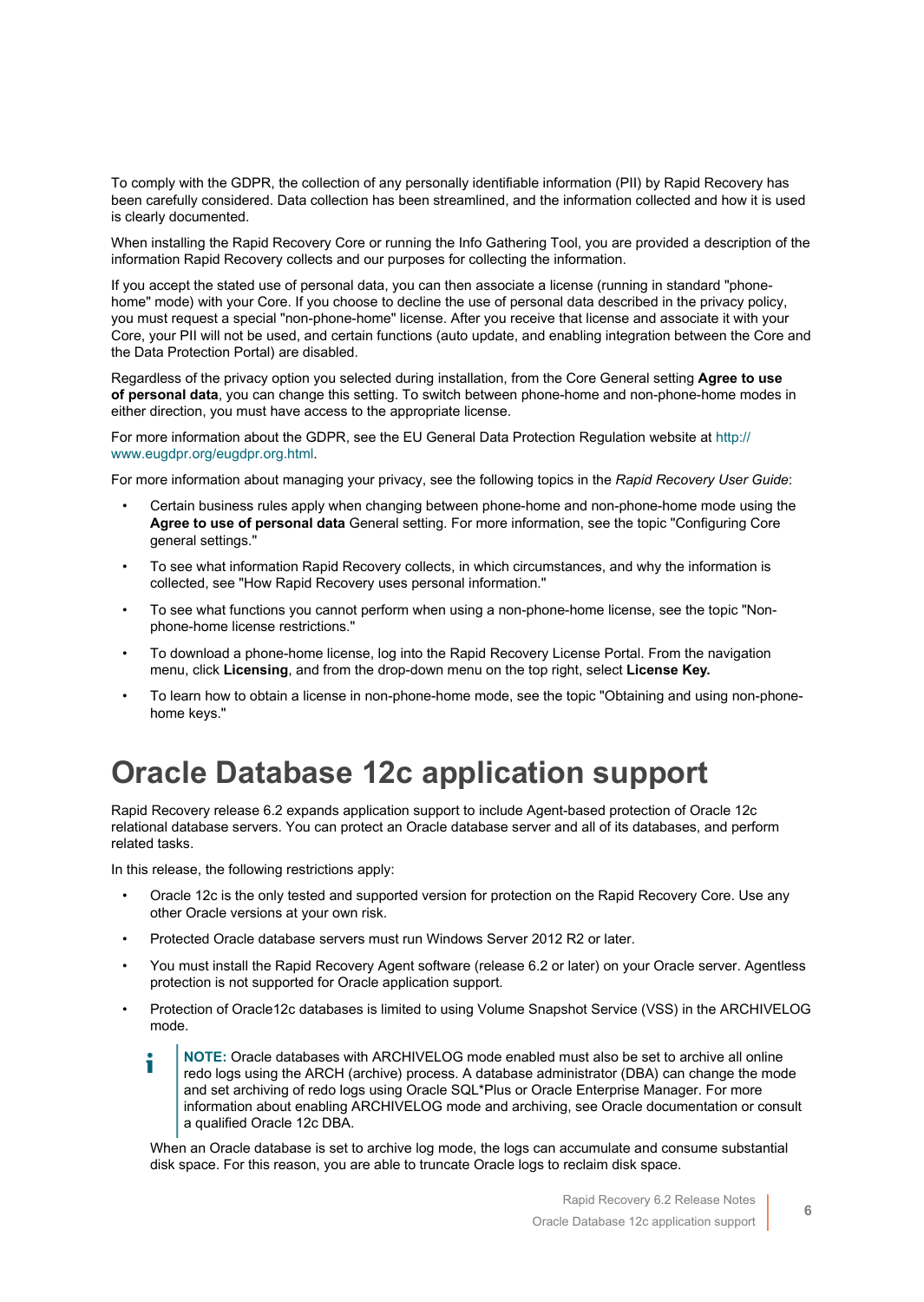To comply with the GDPR, the collection of any personally identifiable information (PII) by Rapid Recovery has been carefully considered. Data collection has been streamlined, and the information collected and how it is used is clearly documented.

When installing the Rapid Recovery Core or running the Info Gathering Tool, you are provided a description of the information Rapid Recovery collects and our purposes for collecting the information.

If you accept the stated use of personal data, you can then associate a license (running in standard "phone-home" mode) with your Core. If you choose to decline the use of personal data described in the privacy policy, you must request a special "non-phone-home" license. After you receive that license and associate it with your Core, your PII will not be used, and certain functions (auto update, and enabling integration between the Core and the Data Protection Portal) are disabled.

Regardless of the privacy option you selected during installation, from the Core General setting **Agree to use of personal data**, you can change this setting. To switch between phone-home and non-phone-home modes in either direction, you must have access to the appropriate license.

For more information about the GDPR, see the EU General Data Protection Regulation website at http://www.eugdpr.org/eugdpr.org.html.

For more information about managing your privacy, see the following topics in the *Rapid Recovery User Guide*:

- Certain business rules apply when changing between phone-home and non-phone-home mode using the **Agree to use of personal data** General setting. For more information, see the topic "Configuring Core general settings."
- To see what information Rapid Recovery collects, in which circumstances, and why the information is collected, see "How Rapid Recovery uses personal information."
- To see what functions you cannot perform when using a non-phone-home license, see the topic "Non-phone-home license restrictions."
- To download a phone-home license, log into the Rapid Recovery License Portal. From the navigation menu, click **Licensing**, and from the drop-down menu on the top right, select **License Key.**
- To learn how to obtain a license in non-phone-home mode, see the topic "Obtaining and using non-phone-home keys."

# Oracle Database 12c application support

Rapid Recovery release 6.2 expands application support to include Agent-based protection of Oracle 12c relational database servers. You can protect an Oracle database server and all of its databases, and perform related tasks.

In this release, the following restrictions apply:

- Oracle 12c is the only tested and supported version for protection on the Rapid Recovery Core. Use any other Oracle versions at your own risk.
- Protected Oracle database servers must run Windows Server 2012 R2 or later.
- You must install the Rapid Recovery Agent software (release 6.2 or later) on your Oracle server. Agentless protection is not supported for Oracle application support.
- Protection of Oracle12c databases is limited to using Volume Snapshot Service (VSS) in the ARCHIVELOG mode.

  > **NOTE:** Oracle databases with ARCHIVELOG mode enabled must also be set to archive all online redo logs using the ARCH (archive) process. A database administrator (DBA) can change the mode and set archiving of redo logs using Oracle SQL*Plus or Oracle Enterprise Manager. For more information about enabling ARCHIVELOG mode and archiving, see Oracle documentation or consult a qualified Oracle 12c DBA.

  When an Oracle database is set to archive log mode, the logs can accumulate and consume substantial disk space. For this reason, you are able to truncate Oracle logs to reclaim disk space.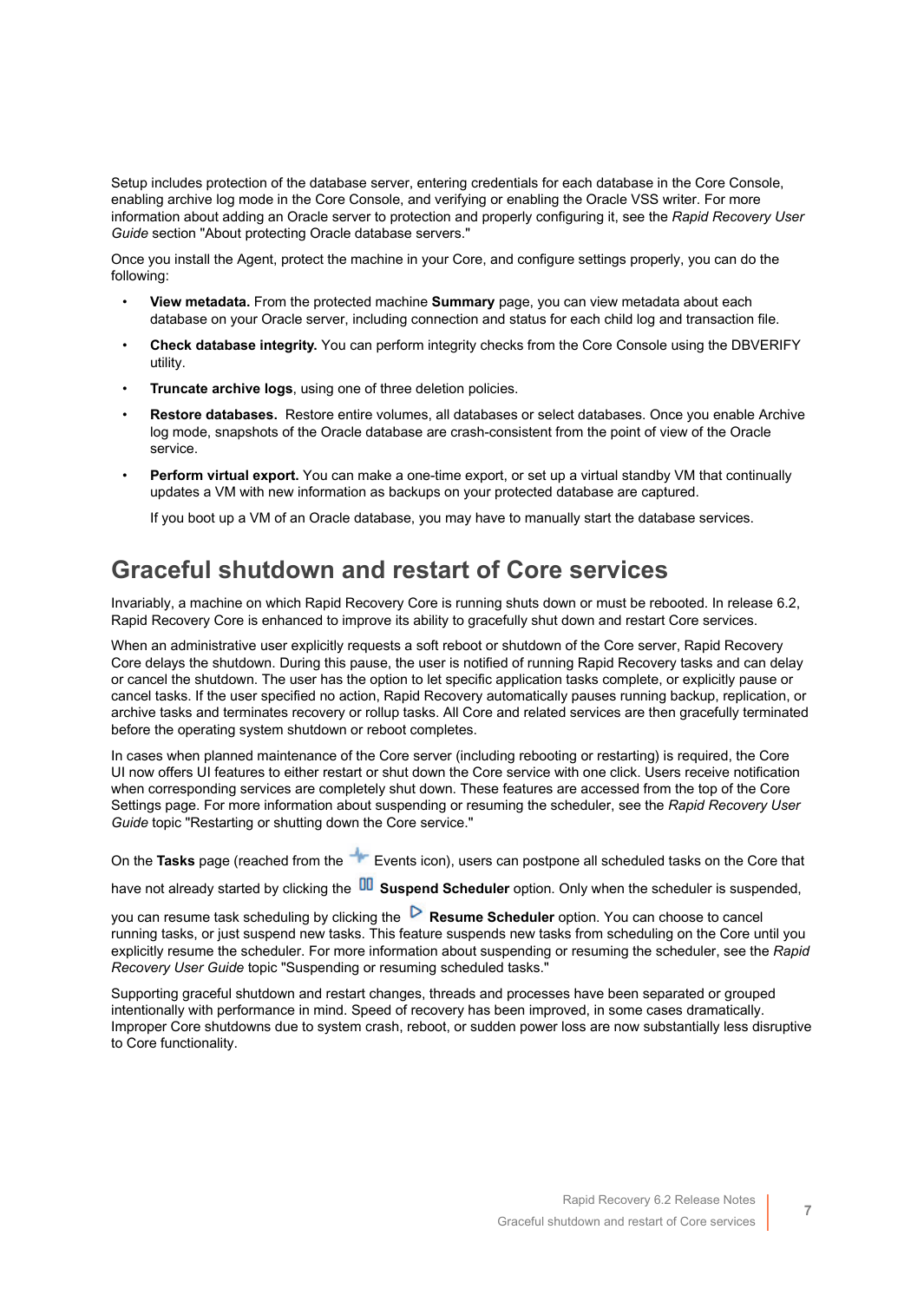Setup includes protection of the database server, entering credentials for each database in the Core Console, enabling archive log mode in the Core Console, and verifying or enabling the Oracle VSS writer. For more information about adding an Oracle server to protection and properly configuring it, see the *Rapid Recovery User Guide* section "About protecting Oracle database servers."

Once you install the Agent, protect the machine in your Core, and configure settings properly, you can do the following:

- **View metadata.** From the protected machine **Summary** page, you can view metadata about each database on your Oracle server, including connection and status for each child log and transaction file.
- **Check database integrity.** You can perform integrity checks from the Core Console using the DBVERIFY utility.
- **Truncate archive logs**, using one of three deletion policies.
- **Restore databases.** Restore entire volumes, all databases or select databases. Once you enable Archive log mode, snapshots of the Oracle database are crash-consistent from the point of view of the Oracle service.
- **Perform virtual export.** You can make a one-time export, or set up a virtual standby VM that continually updates a VM with new information as backups on your protected database are captured.

  If you boot up a VM of an Oracle database, you may have to manually start the database services.

## Graceful shutdown and restart of Core services

Invariably, a machine on which Rapid Recovery Core is running shuts down or must be rebooted. In release 6.2, Rapid Recovery Core is enhanced to improve its ability to gracefully shut down and restart Core services.

When an administrative user explicitly requests a soft reboot or shutdown of the Core server, Rapid Recovery Core delays the shutdown. During this pause, the user is notified of running Rapid Recovery tasks and can delay or cancel the shutdown. The user has the option to let specific application tasks complete, or explicitly pause or cancel tasks. If the user specified no action, Rapid Recovery automatically pauses running backup, replication, or archive tasks and terminates recovery or rollup tasks. All Core and related services are then gracefully terminated before the operating system shutdown or reboot completes.

In cases when planned maintenance of the Core server (including rebooting or restarting) is required, the Core UI now offers UI features to either restart or shut down the Core service with one click. Users receive notification when corresponding services are completely shut down. These features are accessed from the top of the Core Settings page. For more information about suspending or resuming the scheduler, see the *Rapid Recovery User Guide* topic "Restarting or shutting down the Core service."

On the **Tasks** page (reached from the Events icon), users can postpone all scheduled tasks on the Core that have not already started by clicking the **Suspend Scheduler** option. Only when the scheduler is suspended, you can resume task scheduling by clicking the **Resume Scheduler** option. You can choose to cancel running tasks, or just suspend new tasks. This feature suspends new tasks from scheduling on the Core until you explicitly resume the scheduler. For more information about suspending or resuming the scheduler, see the *Rapid Recovery User Guide* topic "Suspending or resuming scheduled tasks."

Supporting graceful shutdown and restart changes, threads and processes have been separated or grouped intentionally with performance in mind. Speed of recovery has been improved, in some cases dramatically. Improper Core shutdowns due to system crash, reboot, or sudden power loss are now substantially less disruptive to Core functionality.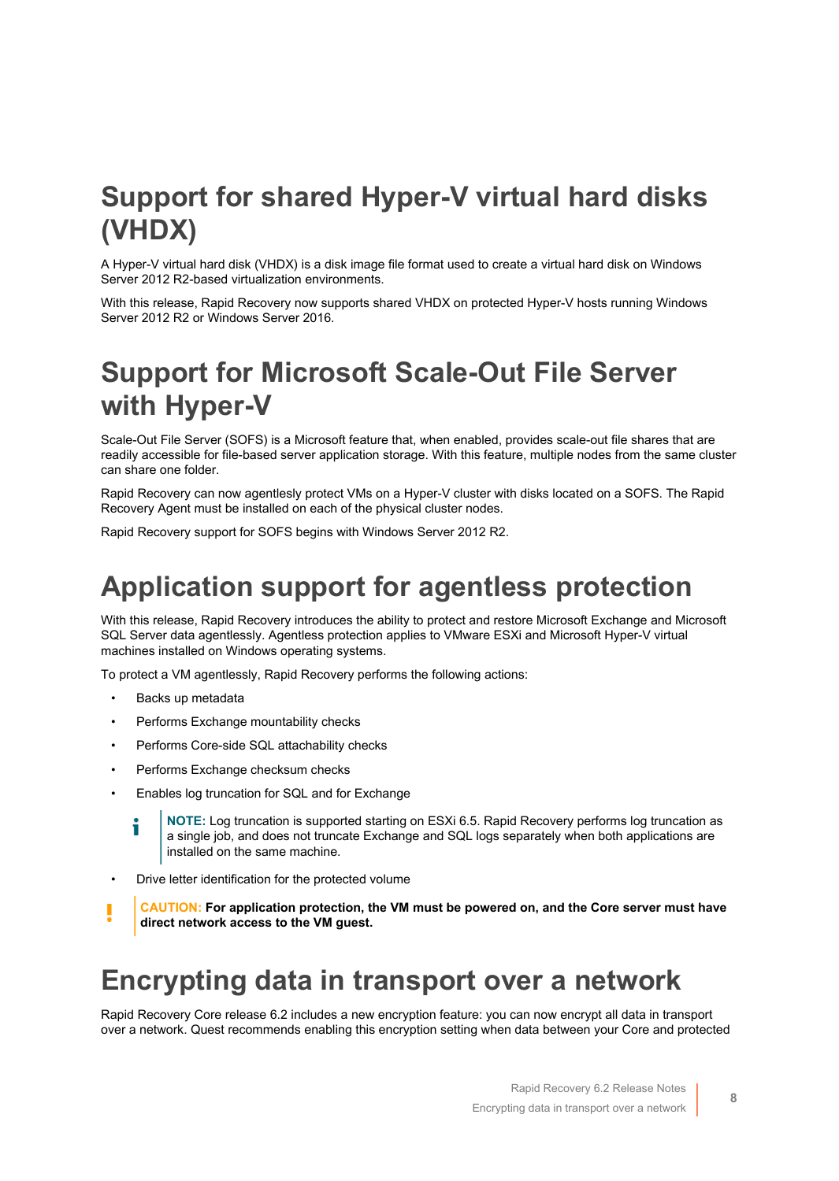# Support for shared Hyper-V virtual hard disks (VHDX)

A Hyper-V virtual hard disk (VHDX) is a disk image file format used to create a virtual hard disk on Windows Server 2012 R2-based virtualization environments.

With this release, Rapid Recovery now supports shared VHDX on protected Hyper-V hosts running Windows Server 2012 R2 or Windows Server 2016.

# Support for Microsoft Scale-Out File Server with Hyper-V

Scale-Out File Server (SOFS) is a Microsoft feature that, when enabled, provides scale-out file shares that are readily accessible for file-based server application storage. With this feature, multiple nodes from the same cluster can share one folder.

Rapid Recovery can now agentlessly protect VMs on a Hyper-V cluster with disks located on a SOFS. The Rapid Recovery Agent must be installed on each of the physical cluster nodes.

Rapid Recovery support for SOFS begins with Windows Server 2012 R2.

# Application support for agentless protection

With this release, Rapid Recovery introduces the ability to protect and restore Microsoft Exchange and Microsoft SQL Server data agentlessly. Agentless protection applies to VMware ESXi and Microsoft Hyper-V virtual machines installed on Windows operating systems.

To protect a VM agentlessly, Rapid Recovery performs the following actions:

- Backs up metadata
- Performs Exchange mountability checks
- Performs Core-side SQL attachability checks
- Performs Exchange checksum checks
- Enables log truncation for SQL and for Exchange

  > **NOTE:** Log truncation is supported starting on ESXi 6.5. Rapid Recovery performs log truncation as a single job, and does not truncate Exchange and SQL logs separately when both applications are installed on the same machine.

- Drive letter identification for the protected volume

> **CAUTION: For application protection, the VM must be powered on, and the Core server must have direct network access to the VM guest.**

# Encrypting data in transport over a network

Rapid Recovery Core release 6.2 includes a new encryption feature: you can now encrypt all data in transport over a network. Quest recommends enabling this encryption setting when data between your Core and protected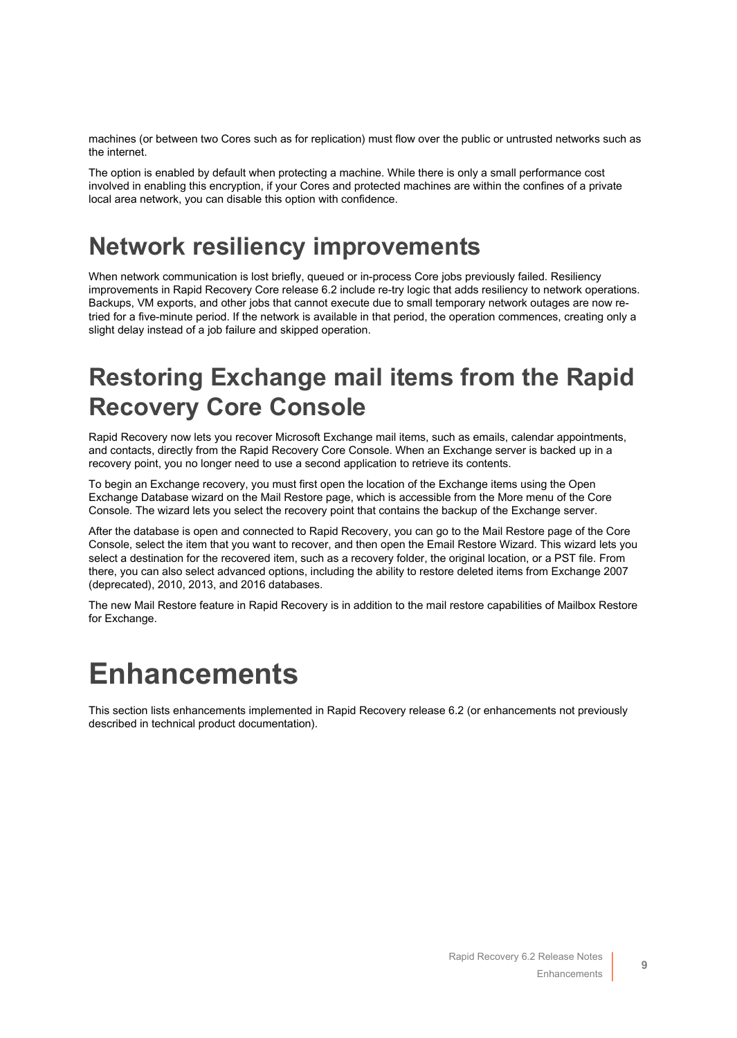machines (or between two Cores such as for replication) must flow over the public or untrusted networks such as the internet.

The option is enabled by default when protecting a machine. While there is only a small performance cost involved in enabling this encryption, if your Cores and protected machines are within the confines of a private local area network, you can disable this option with confidence.

## Network resiliency improvements

When network communication is lost briefly, queued or in-process Core jobs previously failed. Resiliency improvements in Rapid Recovery Core release 6.2 include re-try logic that adds resiliency to network operations. Backups, VM exports, and other jobs that cannot execute due to small temporary network outages are now re-tried for a five-minute period. If the network is available in that period, the operation commences, creating only a slight delay instead of a job failure and skipped operation.

## Restoring Exchange mail items from the Rapid Recovery Core Console

Rapid Recovery now lets you recover Microsoft Exchange mail items, such as emails, calendar appointments, and contacts, directly from the Rapid Recovery Core Console. When an Exchange server is backed up in a recovery point, you no longer need to use a second application to retrieve its contents.

To begin an Exchange recovery, you must first open the location of the Exchange items using the Open Exchange Database wizard on the Mail Restore page, which is accessible from the More menu of the Core Console. The wizard lets you select the recovery point that contains the backup of the Exchange server.

After the database is open and connected to Rapid Recovery, you can go to the Mail Restore page of the Core Console, select the item that you want to recover, and then open the Email Restore Wizard. This wizard lets you select a destination for the recovered item, such as a recovery folder, the original location, or a PST file. From there, you can also select advanced options, including the ability to restore deleted items from Exchange 2007 (deprecated), 2010, 2013, and 2016 databases.

The new Mail Restore feature in Rapid Recovery is in addition to the mail restore capabilities of Mailbox Restore for Exchange.

# Enhancements

This section lists enhancements implemented in Rapid Recovery release 6.2 (or enhancements not previously described in technical product documentation).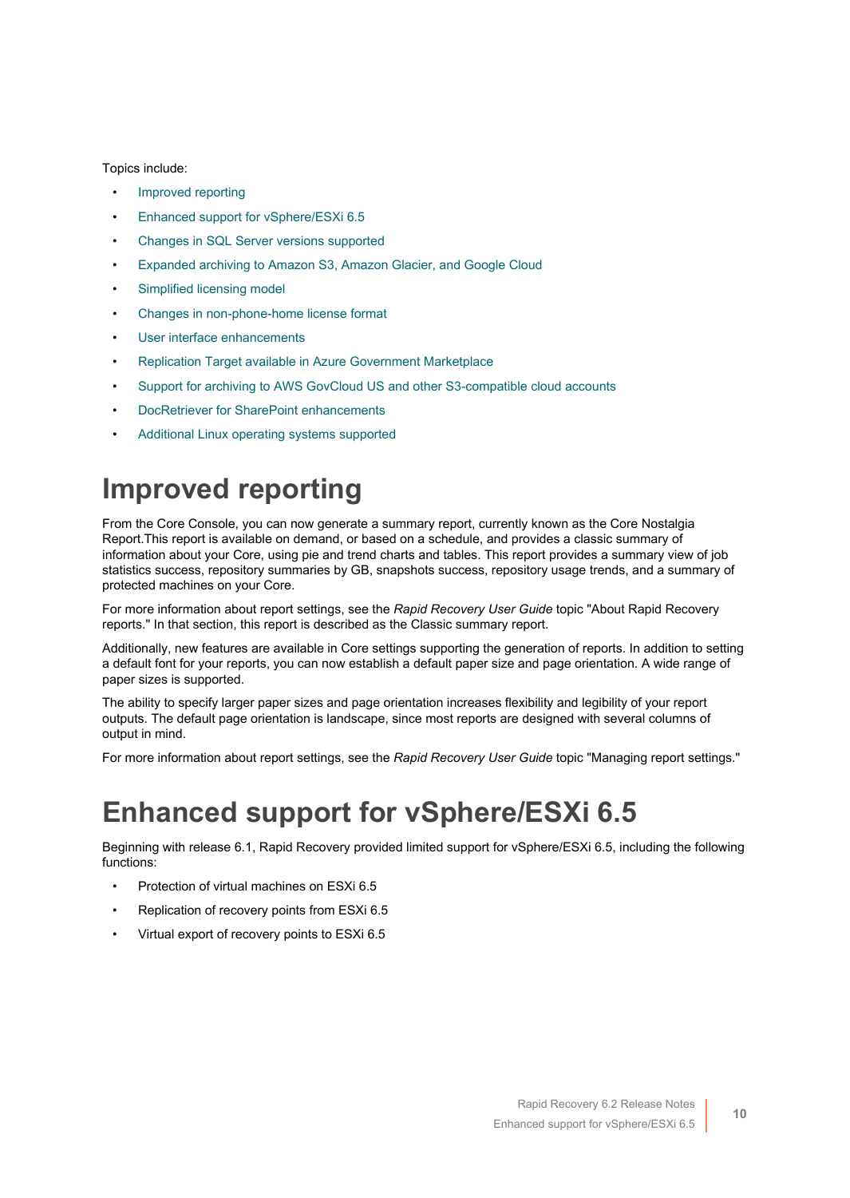Topics include:

- Improved reporting
- Enhanced support for vSphere/ESXi 6.5
- Changes in SQL Server versions supported
- Expanded archiving to Amazon S3, Amazon Glacier, and Google Cloud
- Simplified licensing model
- Changes in non-phone-home license format
- User interface enhancements
- Replication Target available in Azure Government Marketplace
- Support for archiving to AWS GovCloud US and other S3-compatible cloud accounts
- DocRetriever for SharePoint enhancements
- Additional Linux operating systems supported

# Improved reporting

From the Core Console, you can now generate a summary report, currently known as the Core Nostalgia Report.This report is available on demand, or based on a schedule, and provides a classic summary of information about your Core, using pie and trend charts and tables. This report provides a summary view of job statistics success, repository summaries by GB, snapshots success, repository usage trends, and a summary of protected machines on your Core.

For more information about report settings, see the *Rapid Recovery User Guide* topic "About Rapid Recovery reports." In that section, this report is described as the Classic summary report.

Additionally, new features are available in Core settings supporting the generation of reports. In addition to setting a default font for your reports, you can now establish a default paper size and page orientation. A wide range of paper sizes is supported.

The ability to specify larger paper sizes and page orientation increases flexibility and legibility of your report outputs. The default page orientation is landscape, since most reports are designed with several columns of output in mind.

For more information about report settings, see the *Rapid Recovery User Guide* topic "Managing report settings."

# Enhanced support for vSphere/ESXi 6.5

Beginning with release 6.1, Rapid Recovery provided limited support for vSphere/ESXi 6.5, including the following functions:

- Protection of virtual machines on ESXi 6.5
- Replication of recovery points from ESXi 6.5
- Virtual export of recovery points to ESXi 6.5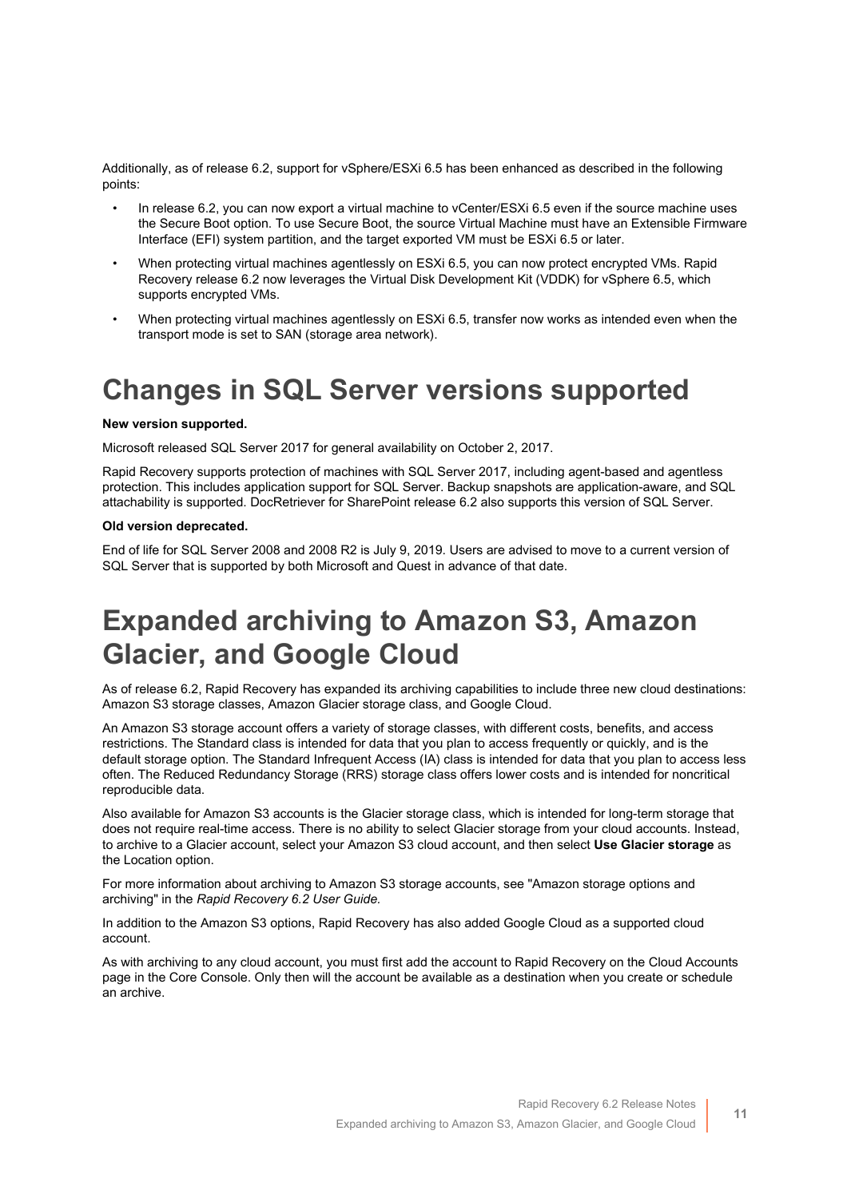Additionally, as of release 6.2, support for vSphere/ESXi 6.5 has been enhanced as described in the following points:

- In release 6.2, you can now export a virtual machine to vCenter/ESXi 6.5 even if the source machine uses the Secure Boot option. To use Secure Boot, the source Virtual Machine must have an Extensible Firmware Interface (EFI) system partition, and the target exported VM must be ESXi 6.5 or later.
- When protecting virtual machines agentlessly on ESXi 6.5, you can now protect encrypted VMs. Rapid Recovery release 6.2 now leverages the Virtual Disk Development Kit (VDDK) for vSphere 6.5, which supports encrypted VMs.
- When protecting virtual machines agentlessly on ESXi 6.5, transfer now works as intended even when the transport mode is set to SAN (storage area network).

# Changes in SQL Server versions supported

**New version supported.**

Microsoft released SQL Server 2017 for general availability on October 2, 2017.

Rapid Recovery supports protection of machines with SQL Server 2017, including agent-based and agentless protection. This includes application support for SQL Server. Backup snapshots are application-aware, and SQL attachability is supported. DocRetriever for SharePoint release 6.2 also supports this version of SQL Server.

**Old version deprecated.**

End of life for SQL Server 2008 and 2008 R2 is July 9, 2019. Users are advised to move to a current version of SQL Server that is supported by both Microsoft and Quest in advance of that date.

# Expanded archiving to Amazon S3, Amazon Glacier, and Google Cloud

As of release 6.2, Rapid Recovery has expanded its archiving capabilities to include three new cloud destinations: Amazon S3 storage classes, Amazon Glacier storage class, and Google Cloud.

An Amazon S3 storage account offers a variety of storage classes, with different costs, benefits, and access restrictions. The Standard class is intended for data that you plan to access frequently or quickly, and is the default storage option. The Standard Infrequent Access (IA) class is intended for data that you plan to access less often. The Reduced Redundancy Storage (RRS) storage class offers lower costs and is intended for noncritical reproducible data.

Also available for Amazon S3 accounts is the Glacier storage class, which is intended for long-term storage that does not require real-time access. There is no ability to select Glacier storage from your cloud accounts. Instead, to archive to a Glacier account, select your Amazon S3 cloud account, and then select **Use Glacier storage** as the Location option.

For more information about archiving to Amazon S3 storage accounts, see "Amazon storage options and archiving" in the *Rapid Recovery 6.2 User Guide.*

In addition to the Amazon S3 options, Rapid Recovery has also added Google Cloud as a supported cloud account.

As with archiving to any cloud account, you must first add the account to Rapid Recovery on the Cloud Accounts page in the Core Console. Only then will the account be available as a destination when you create or schedule an archive.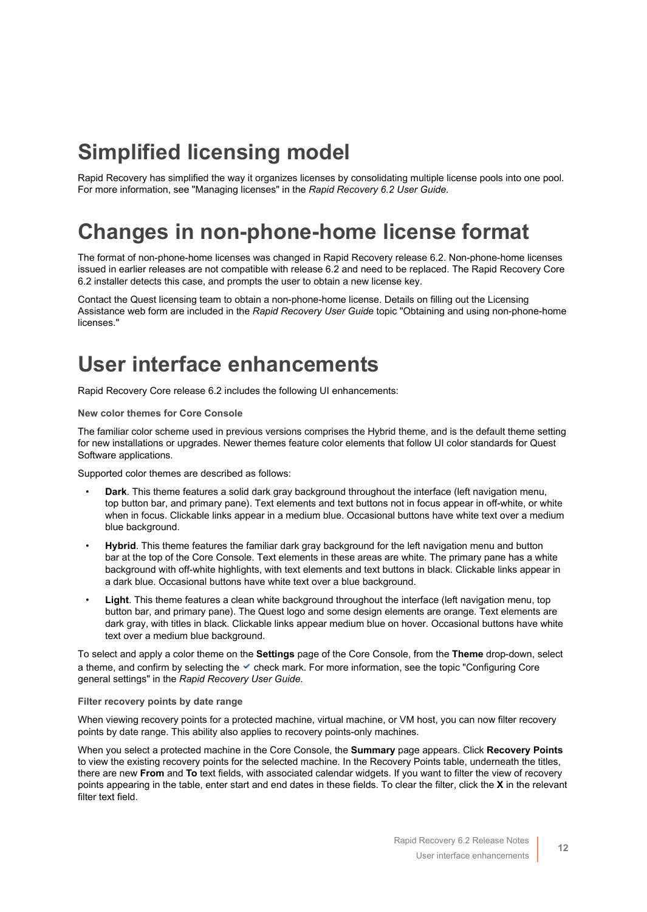# Simplified licensing model

Rapid Recovery has simplified the way it organizes licenses by consolidating multiple license pools into one pool. For more information, see "Managing licenses" in the *Rapid Recovery 6.2 User Guide*.

# Changes in non-phone-home license format

The format of non-phone-home licenses was changed in Rapid Recovery release 6.2. Non-phone-home licenses issued in earlier releases are not compatible with release 6.2 and need to be replaced. The Rapid Recovery Core 6.2 installer detects this case, and prompts the user to obtain a new license key.

Contact the Quest licensing team to obtain a non-phone-home license. Details on filling out the Licensing Assistance web form are included in the *Rapid Recovery User Guide* topic "Obtaining and using non-phone-home licenses."

# User interface enhancements

Rapid Recovery Core release 6.2 includes the following UI enhancements:

#### New color themes for Core Console

The familiar color scheme used in previous versions comprises the Hybrid theme, and is the default theme setting for new installations or upgrades. Newer themes feature color elements that follow UI color standards for Quest Software applications.

Supported color themes are described as follows:

- **Dark**. This theme features a solid dark gray background throughout the interface (left navigation menu, top button bar, and primary pane). Text elements and text buttons not in focus appear in off-white, or white when in focus. Clickable links appear in a medium blue. Occasional buttons have white text over a medium blue background.
- **Hybrid**. This theme features the familiar dark gray background for the left navigation menu and button bar at the top of the Core Console. Text elements in these areas are white. The primary pane has a white background with off-white highlights, with text elements and text buttons in black. Clickable links appear in a dark blue. Occasional buttons have white text over a blue background.
- **Light**. This theme features a clean white background throughout the interface (left navigation menu, top button bar, and primary pane). The Quest logo and some design elements are orange. Text elements are dark gray, with titles in black. Clickable links appear medium blue on hover. Occasional buttons have white text over a medium blue background.

To select and apply a color theme on the **Settings** page of the Core Console, from the **Theme** drop-down, select a theme, and confirm by selecting the ✔ check mark. For more information, see the topic "Configuring Core general settings" in the *Rapid Recovery User Guide*.

#### Filter recovery points by date range

When viewing recovery points for a protected machine, virtual machine, or VM host, you can now filter recovery points by date range. This ability also applies to recovery points-only machines.

When you select a protected machine in the Core Console, the **Summary** page appears. Click **Recovery Points** to view the existing recovery points for the selected machine. In the Recovery Points table, underneath the titles, there are new **From** and **To** text fields, with associated calendar widgets. If you want to filter the view of recovery points appearing in the table, enter start and end dates in these fields. To clear the filter, click the **X** in the relevant filter text field.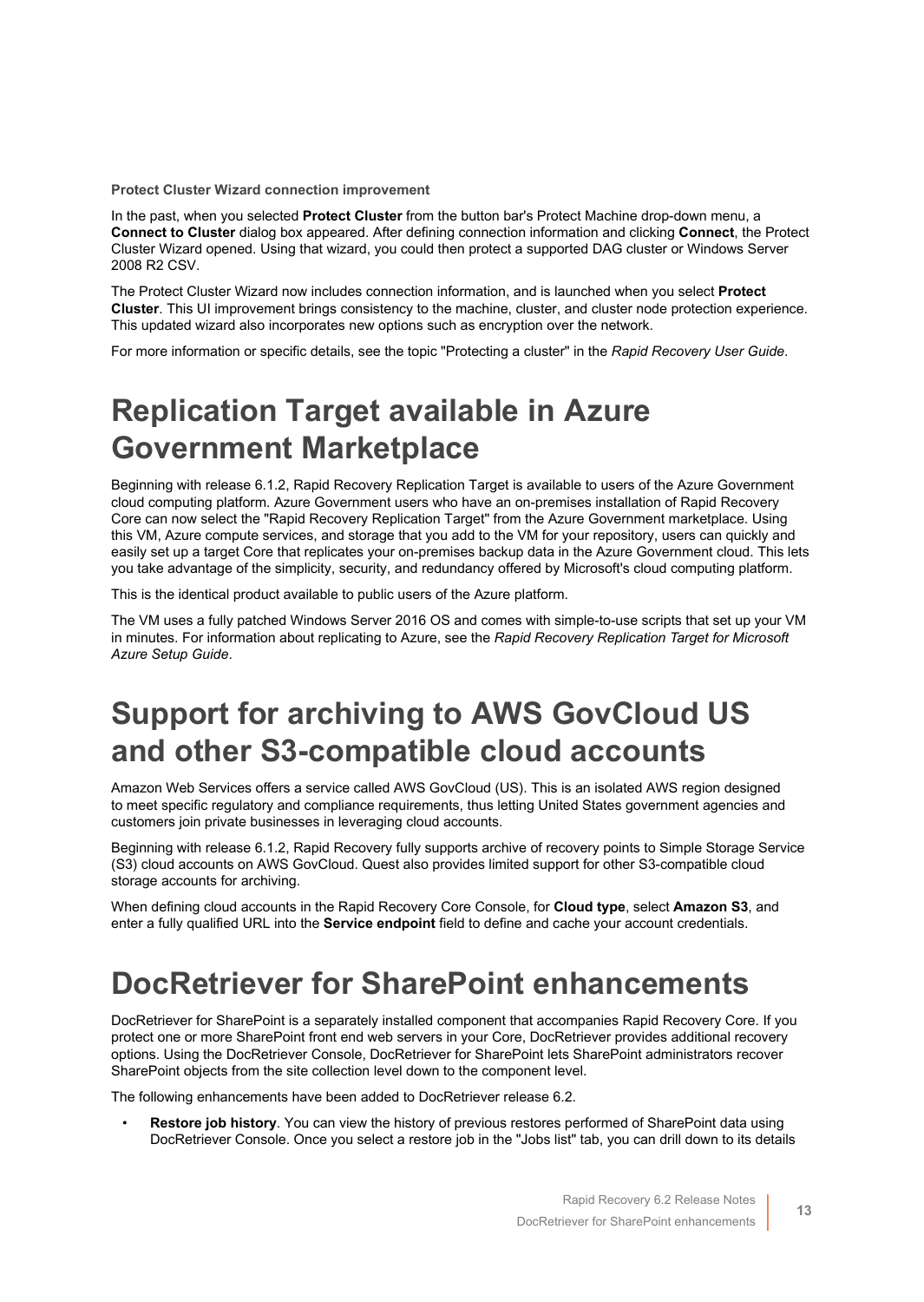**Protect Cluster Wizard connection improvement**

In the past, when you selected **Protect Cluster** from the button bar's Protect Machine drop-down menu, a **Connect to Cluster** dialog box appeared. After defining connection information and clicking **Connect**, the Protect Cluster Wizard opened. Using that wizard, you could then protect a supported DAG cluster or Windows Server 2008 R2 CSV.

The Protect Cluster Wizard now includes connection information, and is launched when you select **Protect Cluster**. This UI improvement brings consistency to the machine, cluster, and cluster node protection experience. This updated wizard also incorporates new options such as encryption over the network.

For more information or specific details, see the topic "Protecting a cluster" in the *Rapid Recovery User Guide*.

# Replication Target available in Azure Government Marketplace

Beginning with release 6.1.2, Rapid Recovery Replication Target is available to users of the Azure Government cloud computing platform. Azure Government users who have an on-premises installation of Rapid Recovery Core can now select the "Rapid Recovery Replication Target" from the Azure Government marketplace. Using this VM, Azure compute services, and storage that you add to the VM for your repository, users can quickly and easily set up a target Core that replicates your on-premises backup data in the Azure Government cloud. This lets you take advantage of the simplicity, security, and redundancy offered by Microsoft's cloud computing platform.

This is the identical product available to public users of the Azure platform.

The VM uses a fully patched Windows Server 2016 OS and comes with simple-to-use scripts that set up your VM in minutes. For information about replicating to Azure, see the *Rapid Recovery Replication Target for Microsoft Azure Setup Guide*.

# Support for archiving to AWS GovCloud US and other S3-compatible cloud accounts

Amazon Web Services offers a service called AWS GovCloud (US). This is an isolated AWS region designed to meet specific regulatory and compliance requirements, thus letting United States government agencies and customers join private businesses in leveraging cloud accounts.

Beginning with release 6.1.2, Rapid Recovery fully supports archive of recovery points to Simple Storage Service (S3) cloud accounts on AWS GovCloud. Quest also provides limited support for other S3-compatible cloud storage accounts for archiving.

When defining cloud accounts in the Rapid Recovery Core Console, for **Cloud type**, select **Amazon S3**, and enter a fully qualified URL into the **Service endpoint** field to define and cache your account credentials.

# DocRetriever for SharePoint enhancements

DocRetriever for SharePoint is a separately installed component that accompanies Rapid Recovery Core. If you protect one or more SharePoint front end web servers in your Core, DocRetriever provides additional recovery options. Using the DocRetriever Console, DocRetriever for SharePoint lets SharePoint administrators recover SharePoint objects from the site collection level down to the component level.

The following enhancements have been added to DocRetriever release 6.2.

- **Restore job history**. You can view the history of previous restores performed of SharePoint data using DocRetriever Console. Once you select a restore job in the "Jobs list" tab, you can drill down to its details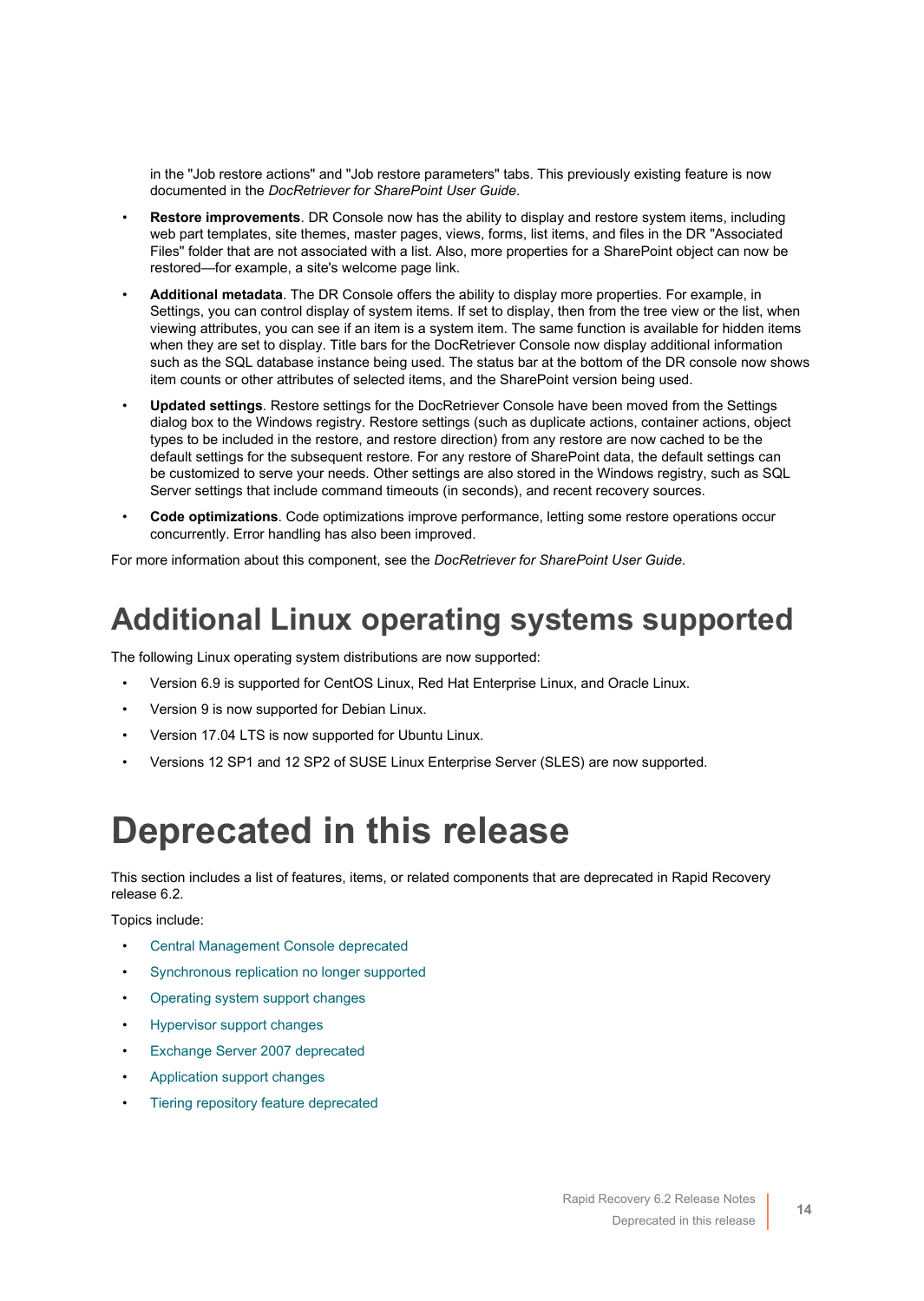in the "Job restore actions" and "Job restore parameters" tabs. This previously existing feature is now documented in the *DocRetriever for SharePoint User Guide*.

- **Restore improvements**. DR Console now has the ability to display and restore system items, including web part templates, site themes, master pages, views, forms, list items, and files in the DR "Associated Files" folder that are not associated with a list. Also, more properties for a SharePoint object can now be restored—for example, a site's welcome page link.
- **Additional metadata**. The DR Console offers the ability to display more properties. For example, in Settings, you can control display of system items. If set to display, then from the tree view or the list, when viewing attributes, you can see if an item is a system item. The same function is available for hidden items when they are set to display. Title bars for the DocRetriever Console now display additional information such as the SQL database instance being used. The status bar at the bottom of the DR console now shows item counts or other attributes of selected items, and the SharePoint version being used.
- **Updated settings**. Restore settings for the DocRetriever Console have been moved from the Settings dialog box to the Windows registry. Restore settings (such as duplicate actions, container actions, object types to be included in the restore, and restore direction) from any restore are now cached to be the default settings for the subsequent restore. For any restore of SharePoint data, the default settings can be customized to serve your needs. Other settings are also stored in the Windows registry, such as SQL Server settings that include command timeouts (in seconds), and recent recovery sources.
- **Code optimizations**. Code optimizations improve performance, letting some restore operations occur concurrently. Error handling has also been improved.

For more information about this component, see the *DocRetriever for SharePoint User Guide*.

## Additional Linux operating systems supported

The following Linux operating system distributions are now supported:

- Version 6.9 is supported for CentOS Linux, Red Hat Enterprise Linux, and Oracle Linux.
- Version 9 is now supported for Debian Linux.
- Version 17.04 LTS is now supported for Ubuntu Linux.
- Versions 12 SP1 and 12 SP2 of SUSE Linux Enterprise Server (SLES) are now supported.

# Deprecated in this release

This section includes a list of features, items, or related components that are deprecated in Rapid Recovery release 6.2.

Topics include:

- Central Management Console deprecated
- Synchronous replication no longer supported
- Operating system support changes
- Hypervisor support changes
- Exchange Server 2007 deprecated
- Application support changes
- Tiering repository feature deprecated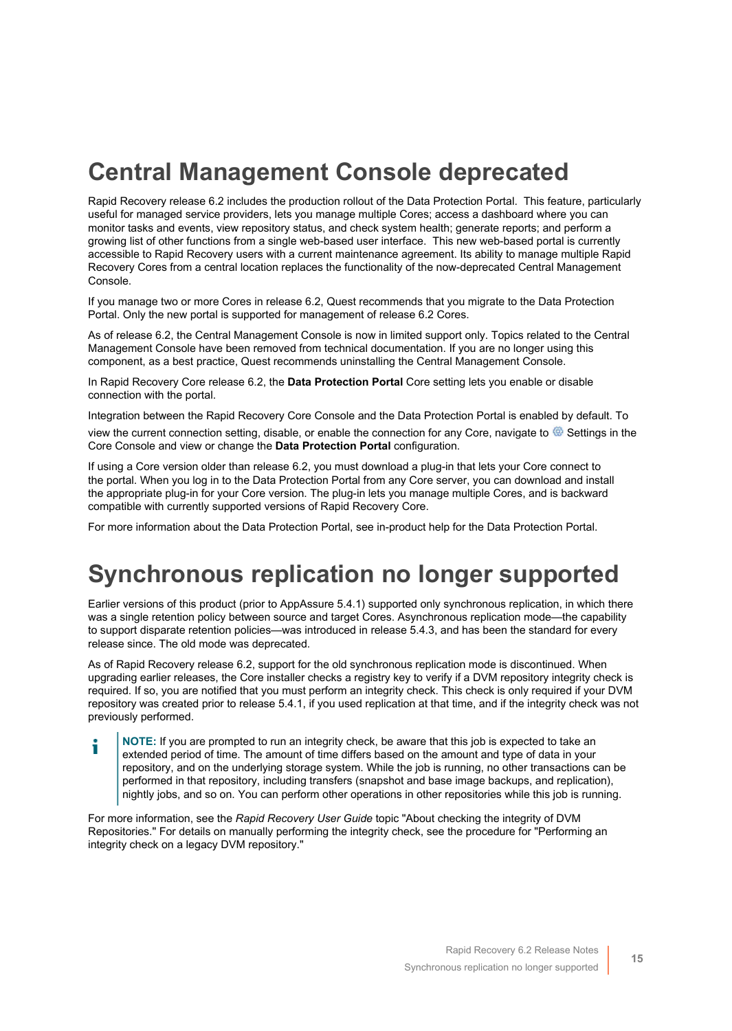# Central Management Console deprecated

Rapid Recovery release 6.2 includes the production rollout of the Data Protection Portal. This feature, particularly useful for managed service providers, lets you manage multiple Cores; access a dashboard where you can monitor tasks and events, view repository status, and check system health; generate reports; and perform a growing list of other functions from a single web-based user interface. This new web-based portal is currently accessible to Rapid Recovery users with a current maintenance agreement. Its ability to manage multiple Rapid Recovery Cores from a central location replaces the functionality of the now-deprecated Central Management Console.

If you manage two or more Cores in release 6.2, Quest recommends that you migrate to the Data Protection Portal. Only the new portal is supported for management of release 6.2 Cores.

As of release 6.2, the Central Management Console is now in limited support only. Topics related to the Central Management Console have been removed from technical documentation. If you are no longer using this component, as a best practice, Quest recommends uninstalling the Central Management Console.

In Rapid Recovery Core release 6.2, the **Data Protection Portal** Core setting lets you enable or disable connection with the portal.

Integration between the Rapid Recovery Core Console and the Data Protection Portal is enabled by default. To view the current connection setting, disable, or enable the connection for any Core, navigate to Settings in the Core Console and view or change the **Data Protection Portal** configuration.

If using a Core version older than release 6.2, you must download a plug-in that lets your Core connect to the portal. When you log in to the Data Protection Portal from any Core server, you can download and install the appropriate plug-in for your Core version. The plug-in lets you manage multiple Cores, and is backward compatible with currently supported versions of Rapid Recovery Core.

For more information about the Data Protection Portal, see in-product help for the Data Protection Portal.

# Synchronous replication no longer supported

Earlier versions of this product (prior to AppAssure 5.4.1) supported only synchronous replication, in which there was a single retention policy between source and target Cores. Asynchronous replication mode—the capability to support disparate retention policies—was introduced in release 5.4.3, and has been the standard for every release since. The old mode was deprecated.

As of Rapid Recovery release 6.2, support for the old synchronous replication mode is discontinued. When upgrading earlier releases, the Core installer checks a registry key to verify if a DVM repository integrity check is required. If so, you are notified that you must perform an integrity check. This check is only required if your DVM repository was created prior to release 5.4.1, if you used replication at that time, and if the integrity check was not previously performed.

> **NOTE:** If you are prompted to run an integrity check, be aware that this job is expected to take an extended period of time. The amount of time differs based on the amount and type of data in your repository, and on the underlying storage system. While the job is running, no other transactions can be performed in that repository, including transfers (snapshot and base image backups, and replication), nightly jobs, and so on. You can perform other operations in other repositories while this job is running.

For more information, see the *Rapid Recovery User Guide* topic "About checking the integrity of DVM Repositories." For details on manually performing the integrity check, see the procedure for "Performing an integrity check on a legacy DVM repository."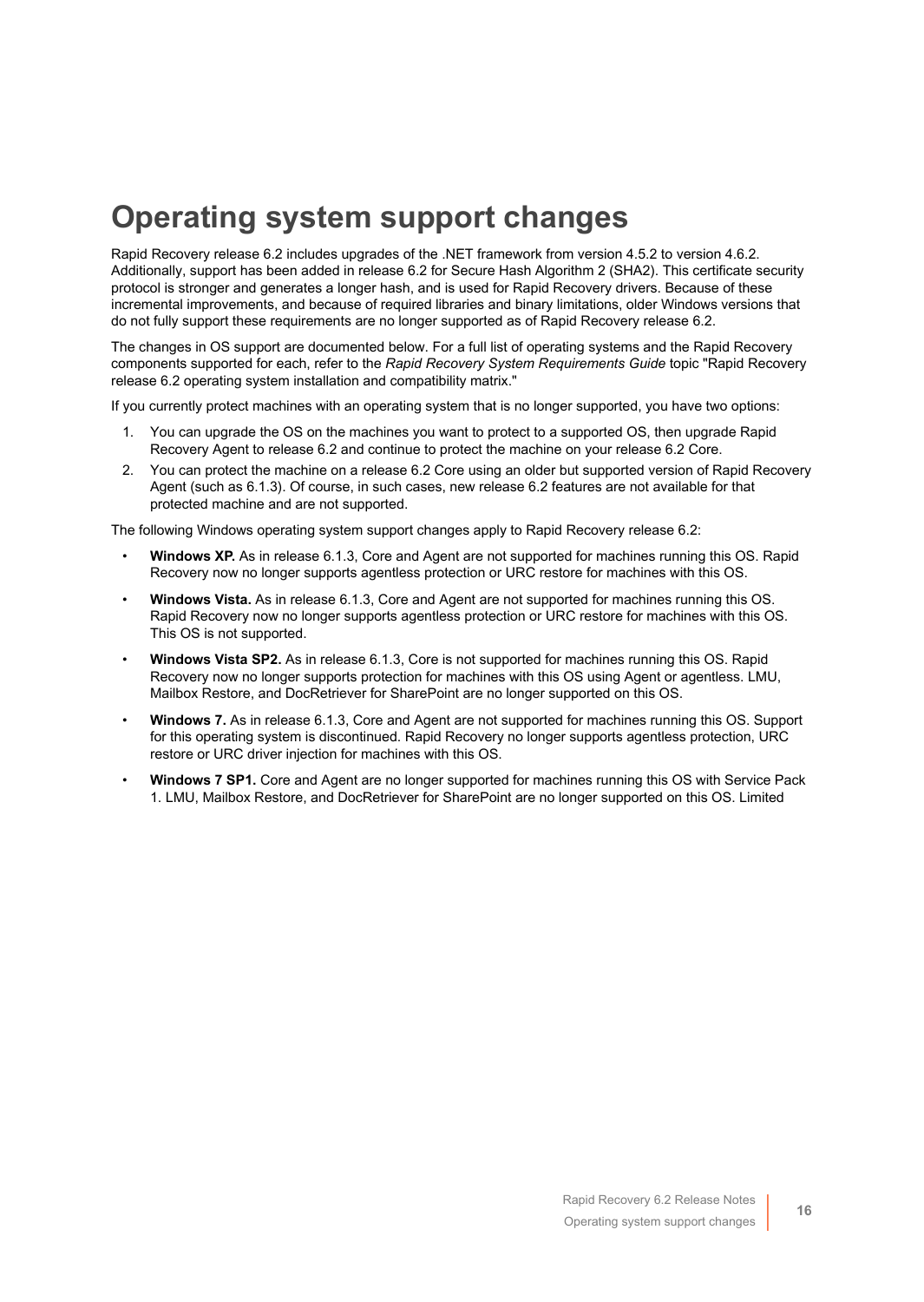# Operating system support changes

Rapid Recovery release 6.2 includes upgrades of the .NET framework from version 4.5.2 to version 4.6.2. Additionally, support has been added in release 6.2 for Secure Hash Algorithm 2 (SHA2). This certificate security protocol is stronger and generates a longer hash, and is used for Rapid Recovery drivers. Because of these incremental improvements, and because of required libraries and binary limitations, older Windows versions that do not fully support these requirements are no longer supported as of Rapid Recovery release 6.2.

The changes in OS support are documented below. For a full list of operating systems and the Rapid Recovery components supported for each, refer to the *Rapid Recovery System Requirements Guide* topic "Rapid Recovery release 6.2 operating system installation and compatibility matrix."

If you currently protect machines with an operating system that is no longer supported, you have two options:

1. You can upgrade the OS on the machines you want to protect to a supported OS, then upgrade Rapid Recovery Agent to release 6.2 and continue to protect the machine on your release 6.2 Core.
2. You can protect the machine on a release 6.2 Core using an older but supported version of Rapid Recovery Agent (such as 6.1.3). Of course, in such cases, new release 6.2 features are not available for that protected machine and are not supported.

The following Windows operating system support changes apply to Rapid Recovery release 6.2:

- **Windows XP.** As in release 6.1.3, Core and Agent are not supported for machines running this OS. Rapid Recovery now no longer supports agentless protection or URC restore for machines with this OS.
- **Windows Vista.** As in release 6.1.3, Core and Agent are not supported for machines running this OS. Rapid Recovery now no longer supports agentless protection or URC restore for machines with this OS. This OS is not supported.
- **Windows Vista SP2.** As in release 6.1.3, Core is not supported for machines running this OS. Rapid Recovery now no longer supports protection for machines with this OS using Agent or agentless. LMU, Mailbox Restore, and DocRetriever for SharePoint are no longer supported on this OS.
- **Windows 7.** As in release 6.1.3, Core and Agent are not supported for machines running this OS. Support for this operating system is discontinued. Rapid Recovery no longer supports agentless protection, URC restore or URC driver injection for machines with this OS.
- **Windows 7 SP1.** Core and Agent are no longer supported for machines running this OS with Service Pack 1. LMU, Mailbox Restore, and DocRetriever for SharePoint are no longer supported on this OS. Limited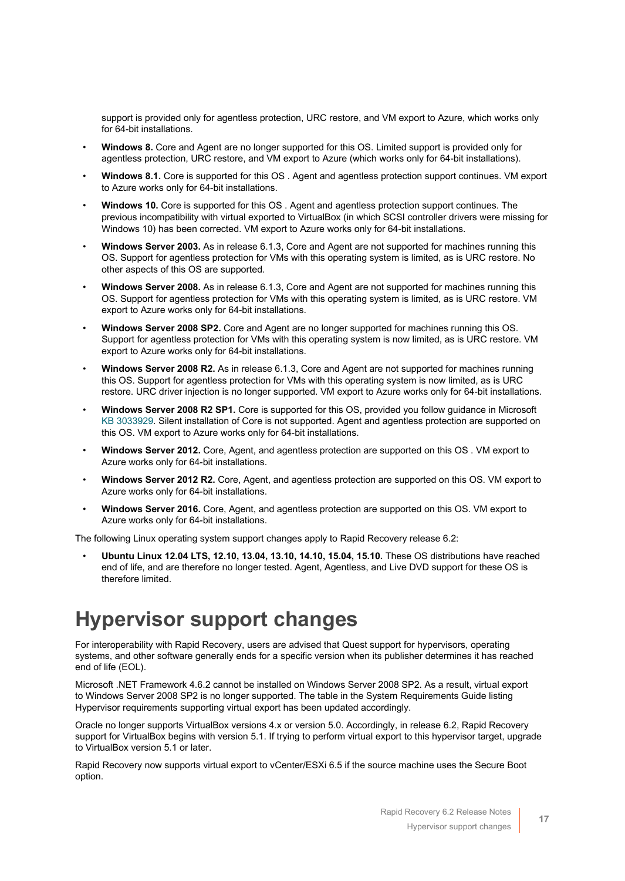support is provided only for agentless protection, URC restore, and VM export to Azure, which works only for 64-bit installations.

- **Windows 8.** Core and Agent are no longer supported for this OS. Limited support is provided only for agentless protection, URC restore, and VM export to Azure (which works only for 64-bit installations).
- **Windows 8.1.** Core is supported for this OS . Agent and agentless protection support continues. VM export to Azure works only for 64-bit installations.
- **Windows 10.** Core is supported for this OS . Agent and agentless protection support continues. The previous incompatibility with virtual exported to VirtualBox (in which SCSI controller drivers were missing for Windows 10) has been corrected. VM export to Azure works only for 64-bit installations.
- **Windows Server 2003.** As in release 6.1.3, Core and Agent are not supported for machines running this OS. Support for agentless protection for VMs with this operating system is limited, as is URC restore. No other aspects of this OS are supported.
- **Windows Server 2008.** As in release 6.1.3, Core and Agent are not supported for machines running this OS. Support for agentless protection for VMs with this operating system is limited, as is URC restore. VM export to Azure works only for 64-bit installations.
- **Windows Server 2008 SP2.** Core and Agent are no longer supported for machines running this OS. Support for agentless protection for VMs with this operating system is now limited, as is URC restore. VM export to Azure works only for 64-bit installations.
- **Windows Server 2008 R2.** As in release 6.1.3, Core and Agent are not supported for machines running this OS. Support for agentless protection for VMs with this operating system is now limited, as is URC restore. URC driver injection is no longer supported. VM export to Azure works only for 64-bit installations.
- **Windows Server 2008 R2 SP1.** Core is supported for this OS, provided you follow guidance in Microsoft KB 3033929. Silent installation of Core is not supported. Agent and agentless protection are supported on this OS. VM export to Azure works only for 64-bit installations.
- **Windows Server 2012.** Core, Agent, and agentless protection are supported on this OS . VM export to Azure works only for 64-bit installations.
- **Windows Server 2012 R2.** Core, Agent, and agentless protection are supported on this OS. VM export to Azure works only for 64-bit installations.
- **Windows Server 2016.** Core, Agent, and agentless protection are supported on this OS. VM export to Azure works only for 64-bit installations.

The following Linux operating system support changes apply to Rapid Recovery release 6.2:

- **Ubuntu Linux 12.04 LTS, 12.10, 13.04, 13.10, 14.10, 15.04, 15.10.** These OS distributions have reached end of life, and are therefore no longer tested. Agent, Agentless, and Live DVD support for these OS is therefore limited.

# Hypervisor support changes

For interoperability with Rapid Recovery, users are advised that Quest support for hypervisors, operating systems, and other software generally ends for a specific version when its publisher determines it has reached end of life (EOL).

Microsoft .NET Framework 4.6.2 cannot be installed on Windows Server 2008 SP2. As a result, virtual export to Windows Server 2008 SP2 is no longer supported. The table in the System Requirements Guide listing Hypervisor requirements supporting virtual export has been updated accordingly.

Oracle no longer supports VirtualBox versions 4.x or version 5.0. Accordingly, in release 6.2, Rapid Recovery support for VirtualBox begins with version 5.1. If trying to perform virtual export to this hypervisor target, upgrade to VirtualBox version 5.1 or later.

Rapid Recovery now supports virtual export to vCenter/ESXi 6.5 if the source machine uses the Secure Boot option.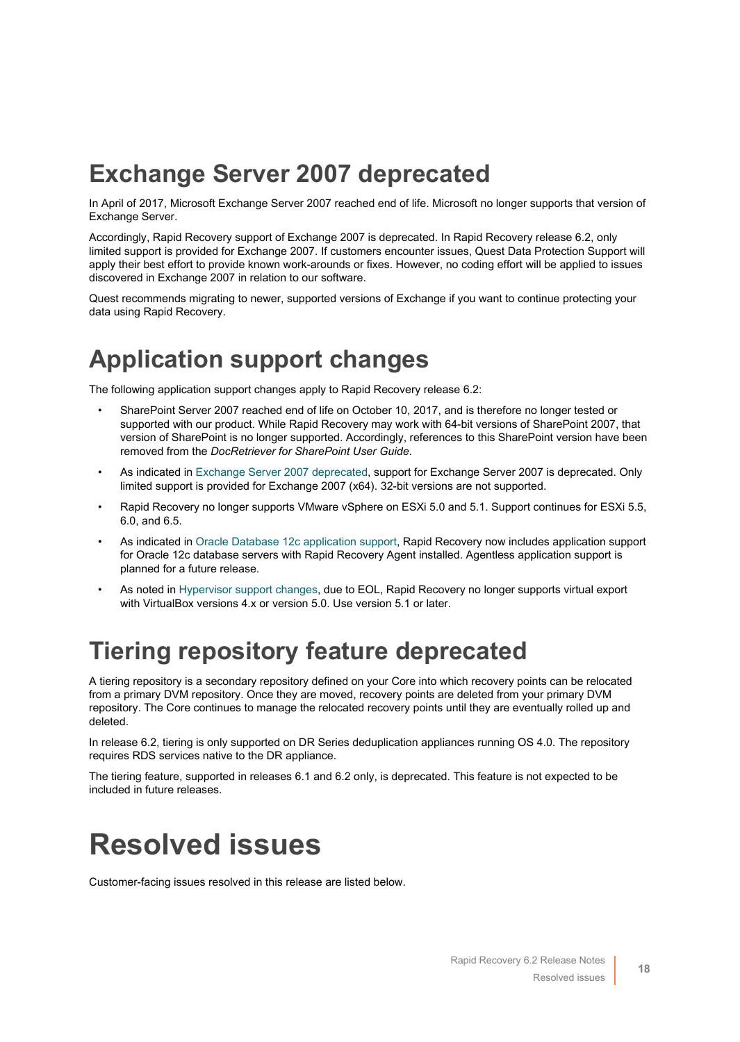# Exchange Server 2007 deprecated

In April of 2017, Microsoft Exchange Server 2007 reached end of life. Microsoft no longer supports that version of Exchange Server.

Accordingly, Rapid Recovery support of Exchange 2007 is deprecated. In Rapid Recovery release 6.2, only limited support is provided for Exchange 2007. If customers encounter issues, Quest Data Protection Support will apply their best effort to provide known work-arounds or fixes. However, no coding effort will be applied to issues discovered in Exchange 2007 in relation to our software.

Quest recommends migrating to newer, supported versions of Exchange if you want to continue protecting your data using Rapid Recovery.

# Application support changes

The following application support changes apply to Rapid Recovery release 6.2:

- SharePoint Server 2007 reached end of life on October 10, 2017, and is therefore no longer tested or supported with our product. While Rapid Recovery may work with 64-bit versions of SharePoint 2007, that version of SharePoint is no longer supported. Accordingly, references to this SharePoint version have been removed from the *DocRetriever for SharePoint User Guide*.
- As indicated in Exchange Server 2007 deprecated, support for Exchange Server 2007 is deprecated. Only limited support is provided for Exchange 2007 (x64). 32-bit versions are not supported.
- Rapid Recovery no longer supports VMware vSphere on ESXi 5.0 and 5.1. Support continues for ESXi 5.5, 6.0, and 6.5.
- As indicated in Oracle Database 12c application support, Rapid Recovery now includes application support for Oracle 12c database servers with Rapid Recovery Agent installed. Agentless application support is planned for a future release.
- As noted in Hypervisor support changes, due to EOL, Rapid Recovery no longer supports virtual export with VirtualBox versions 4.x or version 5.0. Use version 5.1 or later.

# Tiering repository feature deprecated

A tiering repository is a secondary repository defined on your Core into which recovery points can be relocated from a primary DVM repository. Once they are moved, recovery points are deleted from your primary DVM repository. The Core continues to manage the relocated recovery points until they are eventually rolled up and deleted.

In release 6.2, tiering is only supported on DR Series deduplication appliances running OS 4.0. The repository requires RDS services native to the DR appliance.

The tiering feature, supported in releases 6.1 and 6.2 only, is deprecated. This feature is not expected to be included in future releases.

# Resolved issues

Customer-facing issues resolved in this release are listed below.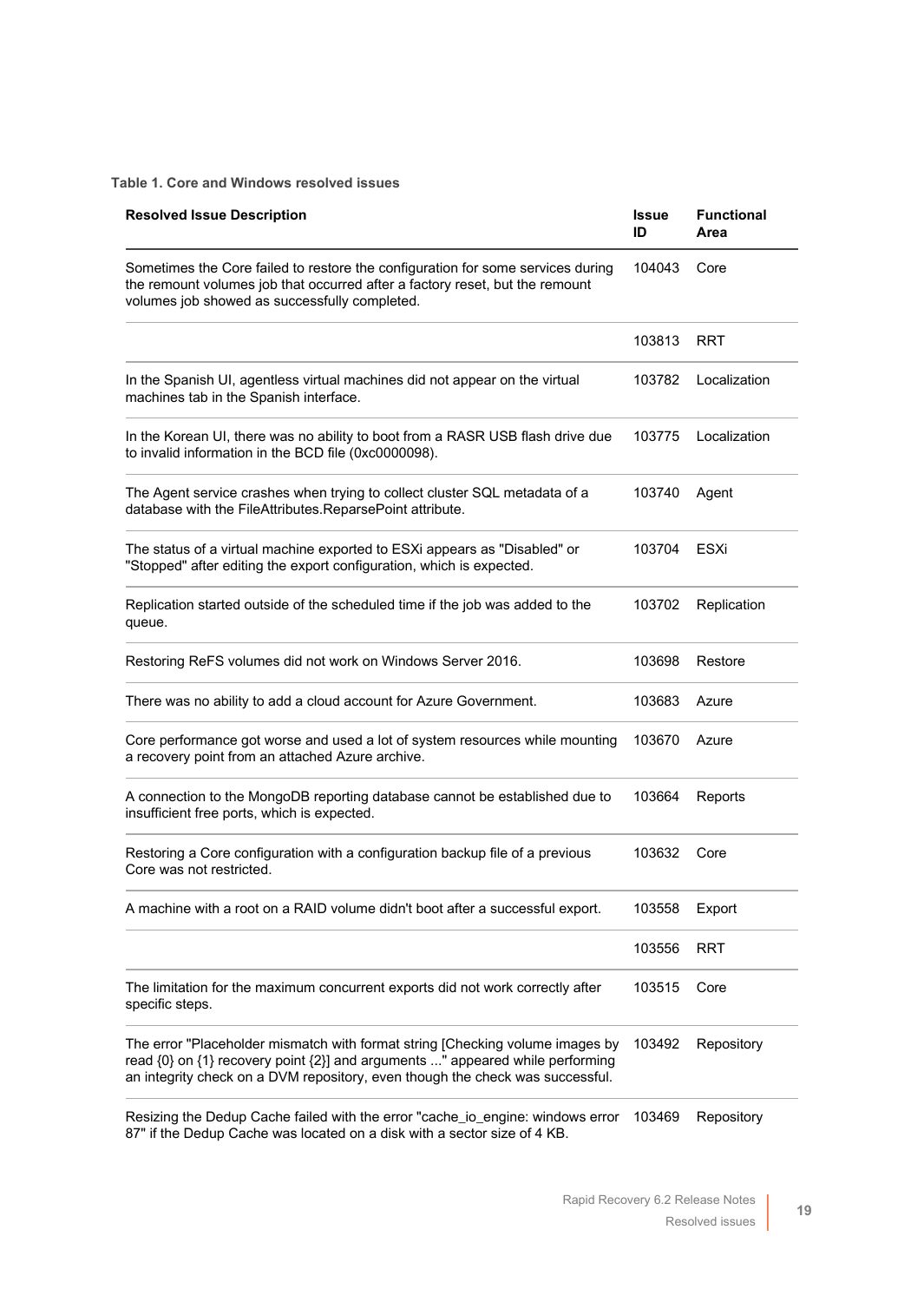**Table 1. Core and Windows resolved issues**

| Resolved Issue Description | Issue ID | Functional Area |
|---|---|---|
| Sometimes the Core failed to restore the configuration for some services during the remount volumes job that occurred after a factory reset, but the remount volumes job showed as successfully completed. | 104043 | Core |
| | 103813 | RRT |
| In the Spanish UI, agentless virtual machines did not appear on the virtual machines tab in the Spanish interface. | 103782 | Localization |
| In the Korean UI, there was no ability to boot from a RASR USB flash drive due to invalid information in the BCD file (0xc0000098). | 103775 | Localization |
| The Agent service crashes when trying to collect cluster SQL metadata of a database with the FileAttributes.ReparsePoint attribute. | 103740 | Agent |
| The status of a virtual machine exported to ESXi appears as "Disabled" or "Stopped" after editing the export configuration, which is expected. | 103704 | ESXi |
| Replication started outside of the scheduled time if the job was added to the queue. | 103702 | Replication |
| Restoring ReFS volumes did not work on Windows Server 2016. | 103698 | Restore |
| There was no ability to add a cloud account for Azure Government. | 103683 | Azure |
| Core performance got worse and used a lot of system resources while mounting a recovery point from an attached Azure archive. | 103670 | Azure |
| A connection to the MongoDB reporting database cannot be established due to insufficient free ports, which is expected. | 103664 | Reports |
| Restoring a Core configuration with a configuration backup file of a previous Core was not restricted. | 103632 | Core |
| A machine with a root on a RAID volume didn't boot after a successful export. | 103558 | Export |
| | 103556 | RRT |
| The limitation for the maximum concurrent exports did not work correctly after specific steps. | 103515 | Core |
| The error "Placeholder mismatch with format string [Checking volume images by read {0} on {1} recovery point {2}] and arguments ..." appeared while performing an integrity check on a DVM repository, even though the check was successful. | 103492 | Repository |
| Resizing the Dedup Cache failed with the error "cache_io_engine: windows error 87" if the Dedup Cache was located on a disk with a sector size of 4 KB. | 103469 | Repository |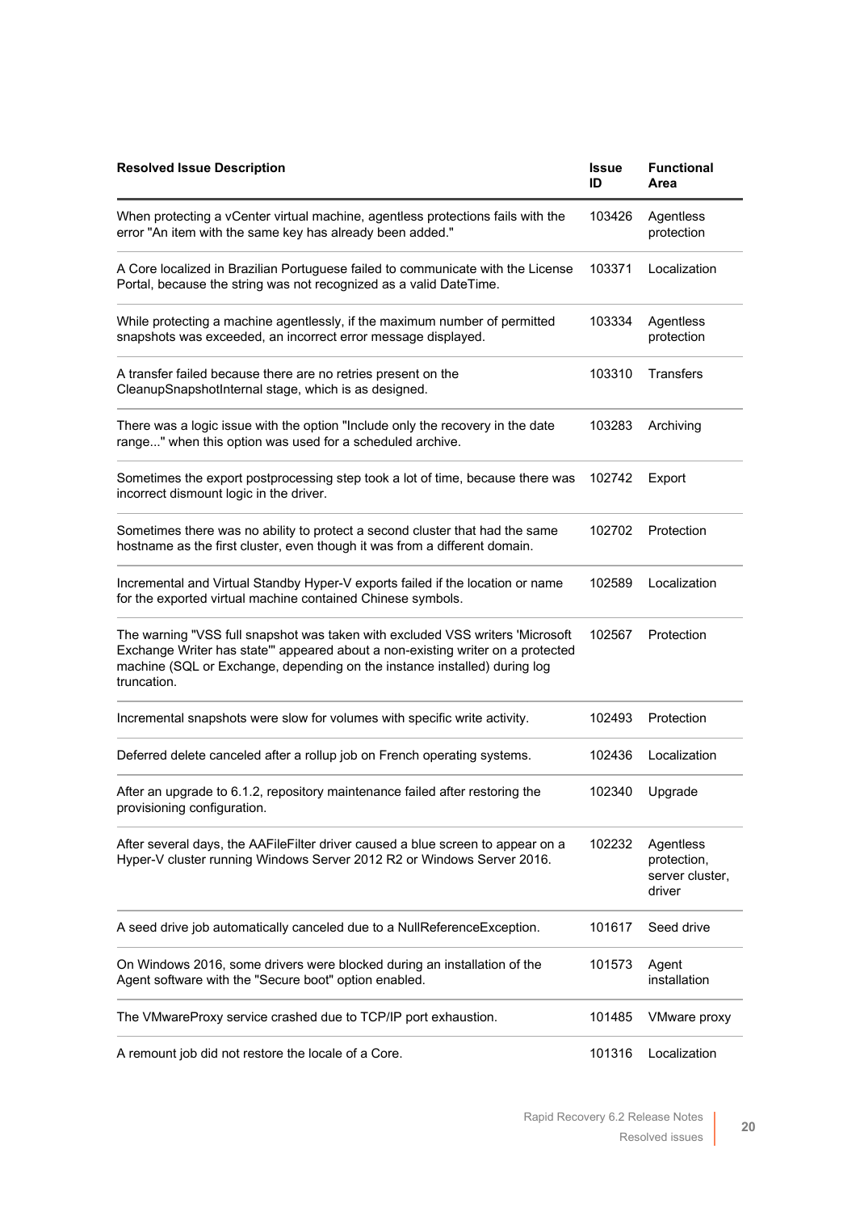| Resolved Issue Description | Issue ID | Functional Area |
|---|---|---|
| When protecting a vCenter virtual machine, agentless protections fails with the error "An item with the same key has already been added." | 103426 | Agentless protection |
| A Core localized in Brazilian Portuguese failed to communicate with the License Portal, because the string was not recognized as a valid DateTime. | 103371 | Localization |
| While protecting a machine agentlessly, if the maximum number of permitted snapshots was exceeded, an incorrect error message displayed. | 103334 | Agentless protection |
| A transfer failed because there are no retries present on the CleanupSnapshotInternal stage, which is as designed. | 103310 | Transfers |
| There was a logic issue with the option "Include only the recovery in the date range..." when this option was used for a scheduled archive. | 103283 | Archiving |
| Sometimes the export postprocessing step took a lot of time, because there was incorrect dismount logic in the driver. | 102742 | Export |
| Sometimes there was no ability to protect a second cluster that had the same hostname as the first cluster, even though it was from a different domain. | 102702 | Protection |
| Incremental and Virtual Standby Hyper-V exports failed if the location or name for the exported virtual machine contained Chinese symbols. | 102589 | Localization |
| The warning "VSS full snapshot was taken with excluded VSS writers 'Microsoft Exchange Writer has state'" appeared about a non-existing writer on a protected machine (SQL or Exchange, depending on the instance installed) during log truncation. | 102567 | Protection |
| Incremental snapshots were slow for volumes with specific write activity. | 102493 | Protection |
| Deferred delete canceled after a rollup job on French operating systems. | 102436 | Localization |
| After an upgrade to 6.1.2, repository maintenance failed after restoring the provisioning configuration. | 102340 | Upgrade |
| After several days, the AAFileFilter driver caused a blue screen to appear on a Hyper-V cluster running Windows Server 2012 R2 or Windows Server 2016. | 102232 | Agentless protection, server cluster, driver |
| A seed drive job automatically canceled due to a NullReferenceException. | 101617 | Seed drive |
| On Windows 2016, some drivers were blocked during an installation of the Agent software with the "Secure boot" option enabled. | 101573 | Agent installation |
| The VMwareProxy service crashed due to TCP/IP port exhaustion. | 101485 | VMware proxy |
| A remount job did not restore the locale of a Core. | 101316 | Localization |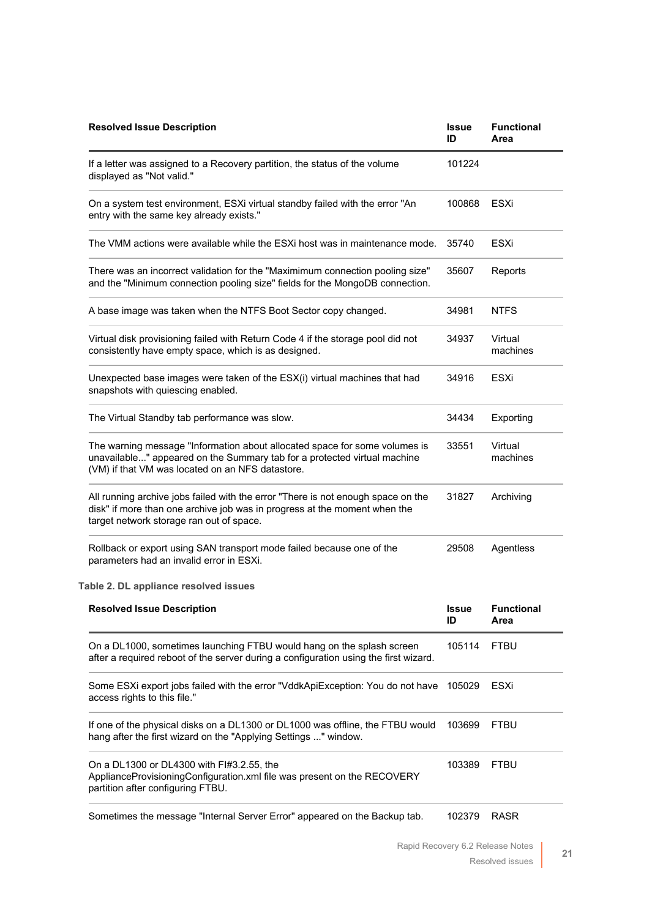| Resolved Issue Description | Issue ID | Functional Area |
| --- | --- | --- |
| If a letter was assigned to a Recovery partition, the status of the volume displayed as "Not valid." | 101224 | |
| On a system test environment, ESXi virtual standby failed with the error "An entry with the same key already exists." | 100868 | ESXi |
| The VMM actions were available while the ESXi host was in maintenance mode. | 35740 | ESXi |
| There was an incorrect validation for the "Maximimum connection pooling size" and the "Minimum connection pooling size" fields for the MongoDB connection. | 35607 | Reports |
| A base image was taken when the NTFS Boot Sector copy changed. | 34981 | NTFS |
| Virtual disk provisioning failed with Return Code 4 if the storage pool did not consistently have empty space, which is as designed. | 34937 | Virtual machines |
| Unexpected base images were taken of the ESX(i) virtual machines that had snapshots with quiescing enabled. | 34916 | ESXi |
| The Virtual Standby tab performance was slow. | 34434 | Exporting |
| The warning message "Information about allocated space for some volumes is unavailable..." appeared on the Summary tab for a protected virtual machine (VM) if that VM was located on an NFS datastore. | 33551 | Virtual machines |
| All running archive jobs failed with the error "There is not enough space on the disk" if more than one archive job was in progress at the moment when the target network storage ran out of space. | 31827 | Archiving |
| Rollback or export using SAN transport mode failed because one of the parameters had an invalid error in ESXi. | 29508 | Agentless |

**Table 2. DL appliance resolved issues**

| Resolved Issue Description | Issue ID | Functional Area |
| --- | --- | --- |
| On a DL1000, sometimes launching FTBU would hang on the splash screen after a required reboot of the server during a configuration using the first wizard. | 105114 | FTBU |
| Some ESXi export jobs failed with the error "VddkApiException: You do not have access rights to this file." | 105029 | ESXi |
| If one of the physical disks on a DL1300 or DL1000 was offline, the FTBU would hang after the first wizard on the "Applying Settings ..." window. | 103699 | FTBU |
| On a DL1300 or DL4300 with FI#3.2.55, the ApplianceProvisioningConfiguration.xml file was present on the RECOVERY partition after configuring FTBU. | 103389 | FTBU |
| Sometimes the message "Internal Server Error" appeared on the Backup tab. | 102379 | RASR |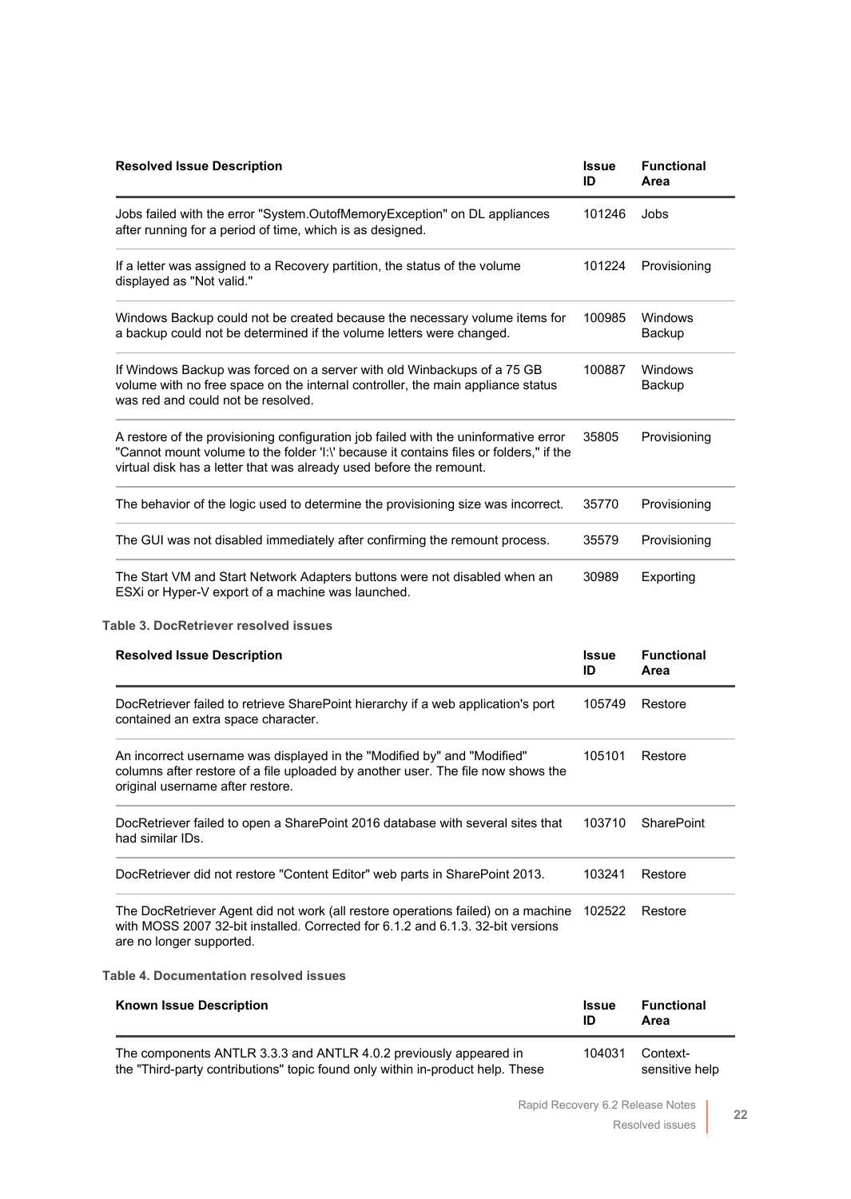| Resolved Issue Description | Issue ID | Functional Area |
|---|---|---|
| Jobs failed with the error "System.OutofMemoryException" on DL appliances after running for a period of time, which is as designed. | 101246 | Jobs |
| If a letter was assigned to a Recovery partition, the status of the volume displayed as "Not valid." | 101224 | Provisioning |
| Windows Backup could not be created because the necessary volume items for a backup could not be determined if the volume letters were changed. | 100985 | Windows Backup |
| If Windows Backup was forced on a server with old Winbackups of a 75 GB volume with no free space on the internal controller, the main appliance status was red and could not be resolved. | 100887 | Windows Backup |
| A restore of the provisioning configuration job failed with the uninformative error "Cannot mount volume to the folder 'I:\' because it contains files or folders," if the virtual disk has a letter that was already used before the remount. | 35805 | Provisioning |
| The behavior of the logic used to determine the provisioning size was incorrect. | 35770 | Provisioning |
| The GUI was not disabled immediately after confirming the remount process. | 35579 | Provisioning |
| The Start VM and Start Network Adapters buttons were not disabled when an ESXi or Hyper-V export of a machine was launched. | 30989 | Exporting |

**Table 3. DocRetriever resolved issues**

| Resolved Issue Description | Issue ID | Functional Area |
|---|---|---|
| DocRetriever failed to retrieve SharePoint hierarchy if a web application's port contained an extra space character. | 105749 | Restore |
| An incorrect username was displayed in the "Modified by" and "Modified" columns after restore of a file uploaded by another user. The file now shows the original username after restore. | 105101 | Restore |
| DocRetriever failed to open a SharePoint 2016 database with several sites that had similar IDs. | 103710 | SharePoint |
| DocRetriever did not restore "Content Editor" web parts in SharePoint 2013. | 103241 | Restore |
| The DocRetriever Agent did not work (all restore operations failed) on a machine with MOSS 2007 32-bit installed. Corrected for 6.1.2 and 6.1.3. 32-bit versions are no longer supported. | 102522 | Restore |

**Table 4. Documentation resolved issues**

| Known Issue Description | Issue ID | Functional Area |
|---|---|---|
| The components ANTLR 3.3.3 and ANTLR 4.0.2 previously appeared in the "Third-party contributions" topic found only within in-product help. These | 104031 | Context-sensitive help |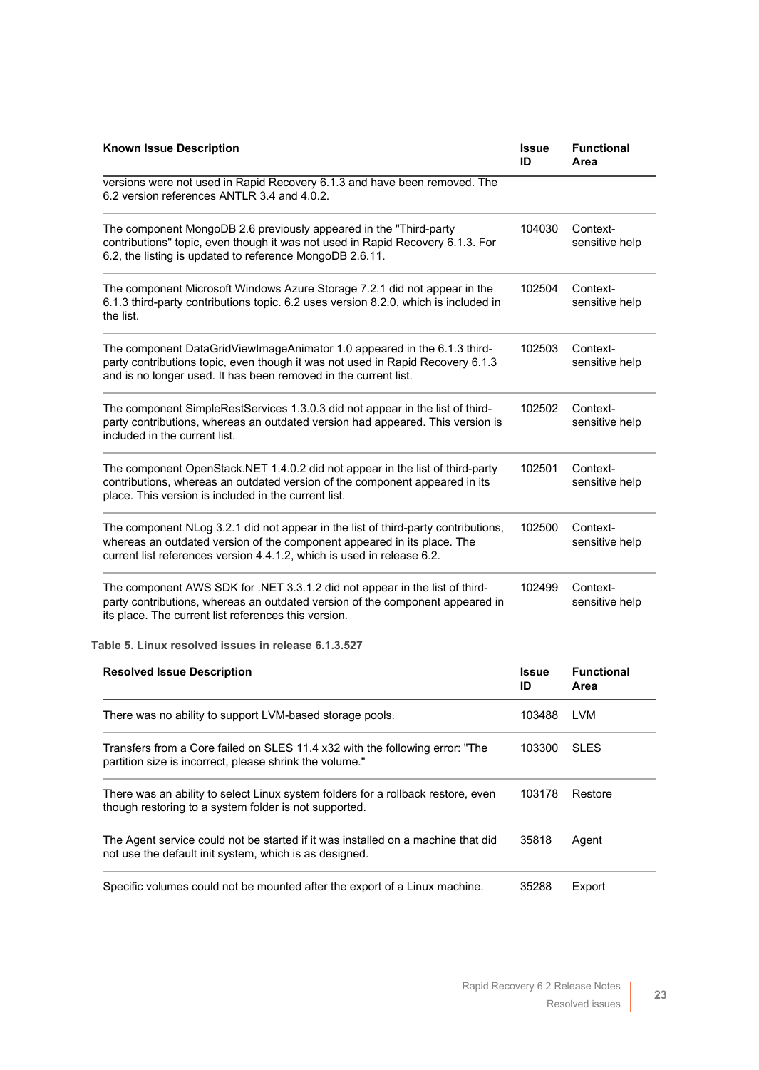| Known Issue Description | Issue ID | Functional Area |
|---|---|---|
| versions were not used in Rapid Recovery 6.1.3 and have been removed. The 6.2 version references ANTLR 3.4 and 4.0.2. | | |
| The component MongoDB 2.6 previously appeared in the "Third-party contributions" topic, even though it was not used in Rapid Recovery 6.1.3. For 6.2, the listing is updated to reference MongoDB 2.6.11. | 104030 | Context-sensitive help |
| The component Microsoft Windows Azure Storage 7.2.1 did not appear in the 6.1.3 third-party contributions topic. 6.2 uses version 8.2.0, which is included in the list. | 102504 | Context-sensitive help |
| The component DataGridViewImageAnimator 1.0 appeared in the 6.1.3 third-party contributions topic, even though it was not used in Rapid Recovery 6.1.3 and is no longer used. It has been removed in the current list. | 102503 | Context-sensitive help |
| The component SimpleRestServices 1.3.0.3 did not appear in the list of third-party contributions, whereas an outdated version had appeared. This version is included in the current list. | 102502 | Context-sensitive help |
| The component OpenStack.NET 1.4.0.2 did not appear in the list of third-party contributions, whereas an outdated version of the component appeared in its place. This version is included in the current list. | 102501 | Context-sensitive help |
| The component NLog 3.2.1 did not appear in the list of third-party contributions, whereas an outdated version of the component appeared in its place. The current list references version 4.4.1.2, which is used in release 6.2. | 102500 | Context-sensitive help |
| The component AWS SDK for .NET 3.3.1.2 did not appear in the list of third-party contributions, whereas an outdated version of the component appeared in its place. The current list references this version. | 102499 | Context-sensitive help |

**Table 5. Linux resolved issues in release 6.1.3.527**

| Resolved Issue Description | Issue ID | Functional Area |
|---|---|---|
| There was no ability to support LVM-based storage pools. | 103488 | LVM |
| Transfers from a Core failed on SLES 11.4 x32 with the following error: "The partition size is incorrect, please shrink the volume." | 103300 | SLES |
| There was an ability to select Linux system folders for a rollback restore, even though restoring to a system folder is not supported. | 103178 | Restore |
| The Agent service could not be started if it was installed on a machine that did not use the default init system, which is as designed. | 35818 | Agent |
| Specific volumes could not be mounted after the export of a Linux machine. | 35288 | Export |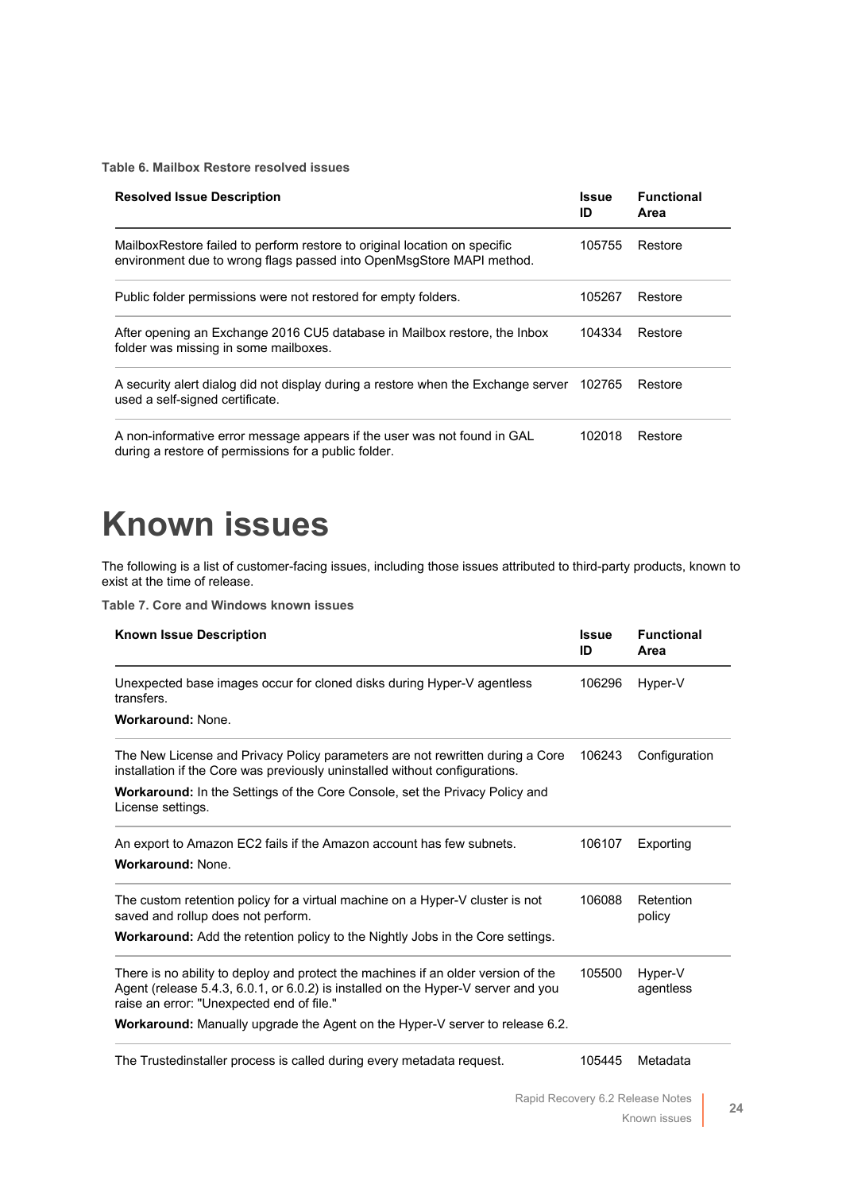**Table 6. Mailbox Restore resolved issues**

| Resolved Issue Description | Issue ID | Functional Area |
|---|---|---|
| MailboxRestore failed to perform restore to original location on specific environment due to wrong flags passed into OpenMsgStore MAPI method. | 105755 | Restore |
| Public folder permissions were not restored for empty folders. | 105267 | Restore |
| After opening an Exchange 2016 CU5 database in Mailbox restore, the Inbox folder was missing in some mailboxes. | 104334 | Restore |
| A security alert dialog did not display during a restore when the Exchange server used a self-signed certificate. | 102765 | Restore |
| A non-informative error message appears if the user was not found in GAL during a restore of permissions for a public folder. | 102018 | Restore |

# Known issues

The following is a list of customer-facing issues, including those issues attributed to third-party products, known to exist at the time of release.

**Table 7. Core and Windows known issues**

| Known Issue Description | Issue ID | Functional Area |
|---|---|---|
| Unexpected base images occur for cloned disks during Hyper-V agentless transfers.<br>**Workaround:** None. | 106296 | Hyper-V |
| The New License and Privacy Policy parameters are not rewritten during a Core installation if the Core was previously uninstalled without configurations.<br>**Workaround:** In the Settings of the Core Console, set the Privacy Policy and License settings. | 106243 | Configuration |
| An export to Amazon EC2 fails if the Amazon account has few subnets.<br>**Workaround:** None. | 106107 | Exporting |
| The custom retention policy for a virtual machine on a Hyper-V cluster is not saved and rollup does not perform.<br>**Workaround:** Add the retention policy to the Nightly Jobs in the Core settings. | 106088 | Retention policy |
| There is no ability to deploy and protect the machines if an older version of the Agent (release 5.4.3, 6.0.1, or 6.0.2) is installed on the Hyper-V server and you raise an error: "Unexpected end of file."<br>**Workaround:** Manually upgrade the Agent on the Hyper-V server to release 6.2. | 105500 | Hyper-V agentless |
| The Trustedinstaller process is called during every metadata request. | 105445 | Metadata |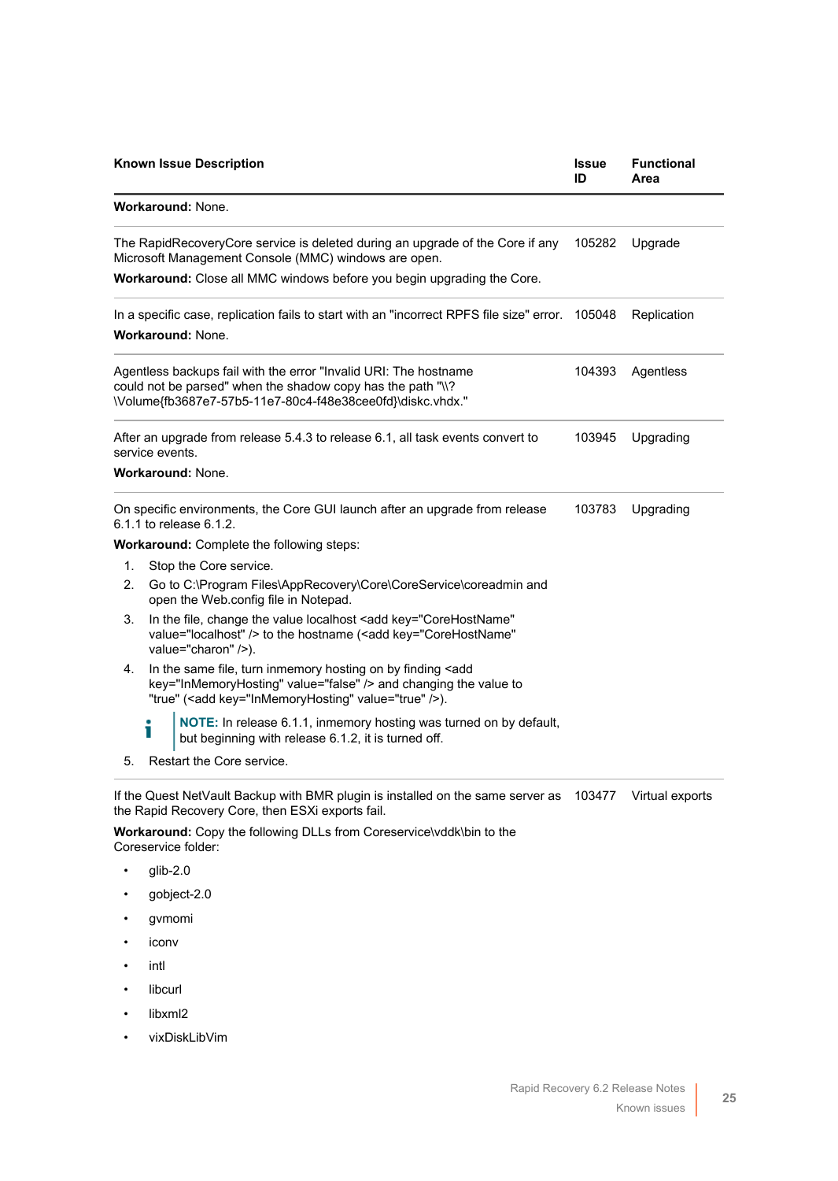| Known Issue Description | Issue ID | Functional Area |
|---|---|---|
| **Workaround:** None. | | |
| The RapidRecoveryCore service is deleted during an upgrade of the Core if any Microsoft Management Console (MMC) windows are open.<br>**Workaround:** Close all MMC windows before you begin upgrading the Core. | 105282 | Upgrade |
| In a specific case, replication fails to start with an "incorrect RPFS file size" error.<br>**Workaround:** None. | 105048 | Replication |
| Agentless backups fail with the error "Invalid URI: The hostname could not be parsed" when the shadow copy has the path "\\?\Volume{fb3687e7-57b5-11e7-80c4-f48e38cee0fd}\diskc.vhdx." | 104393 | Agentless |
| After an upgrade from release 5.4.3 to release 6.1, all task events convert to service events.<br>**Workaround:** None. | 103945 | Upgrading |
| On specific environments, the Core GUI launch after an upgrade from release 6.1.1 to release 6.1.2.<br>**Workaround:** Complete the following steps:<br>1. Stop the Core service.<br>2. Go to C:\Program Files\AppRecovery\Core\CoreService\coreadmin and open the Web.config file in Notepad.<br>3. In the file, change the value localhost <add key="CoreHostName" value="localhost" /> to the hostname (<add key="CoreHostName" value="charon" />).<br>4. In the same file, turn inmemory hosting on by finding <add key="InMemoryHosting" value="false" /> and changing the value to "true" (<add key="InMemoryHosting" value="true" />).<br>**NOTE:** In release 6.1.1, inmemory hosting was turned on by default, but beginning with release 6.1.2, it is turned off.<br>5. Restart the Core service. | 103783 | Upgrading |
| If the Quest NetVault Backup with BMR plugin is installed on the same server as the Rapid Recovery Core, then ESXi exports fail.<br>**Workaround:** Copy the following DLLs from Coreservice\vddk\bin to the Coreservice folder:<br>• glib-2.0<br>• gobject-2.0<br>• gvmomi<br>• iconv<br>• intl<br>• libcurl<br>• libxml2<br>• vixDiskLibVim | 103477 | Virtual exports |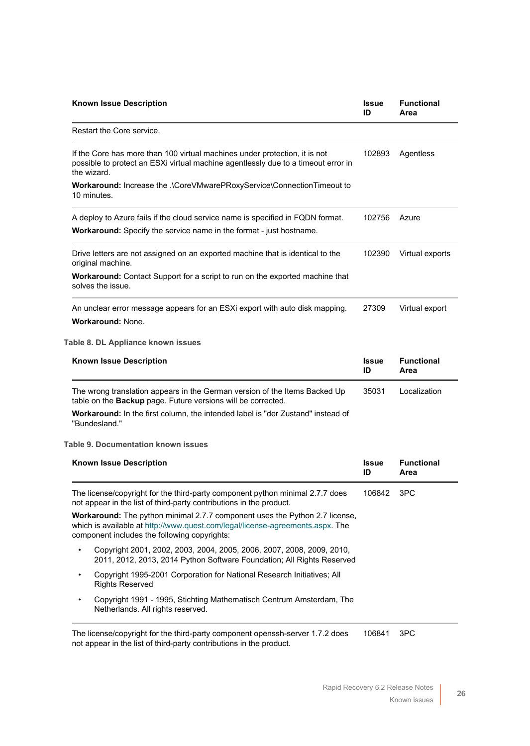| Known Issue Description | Issue ID | Functional Area |
| --- | --- | --- |
| Restart the Core service. | | |
| If the Core has more than 100 virtual machines under protection, it is not possible to protect an ESXi virtual machine agentlessly due to a timeout error in the wizard.<br>**Workaround:** Increase the .\CoreVMwarePRoxyService\ConnectionTimeout to 10 minutes. | 102893 | Agentless |
| A deploy to Azure fails if the cloud service name is specified in FQDN format.<br>**Workaround:** Specify the service name in the format - just hostname. | 102756 | Azure |
| Drive letters are not assigned on an exported machine that is identical to the original machine.<br>**Workaround:** Contact Support for a script to run on the exported machine that solves the issue. | 102390 | Virtual exports |
| An unclear error message appears for an ESXi export with auto disk mapping.<br>**Workaround:** None. | 27309 | Virtual export |

**Table 8. DL Appliance known issues**

| Known Issue Description | Issue ID | Functional Area |
| --- | --- | --- |
| The wrong translation appears in the German version of the Items Backed Up table on the **Backup** page. Future versions will be corrected.<br>**Workaround:** In the first column, the intended label is "der Zustand" instead of "Bundesland." | 35031 | Localization |

**Table 9. Documentation known issues**

| Known Issue Description | Issue ID | Functional Area |
| --- | --- | --- |
| The license/copyright for the third-party component python minimal 2.7.7 does not appear in the list of third-party contributions in the product.<br>**Workaround:** The python minimal 2.7.7 component uses the Python 2.7 license, which is available at http://www.quest.com/legal/license-agreements.aspx. The component includes the following copyrights:<br>• Copyright 2001, 2002, 2003, 2004, 2005, 2006, 2007, 2008, 2009, 2010, 2011, 2012, 2013, 2014 Python Software Foundation; All Rights Reserved<br>• Copyright 1995-2001 Corporation for National Research Initiatives; All Rights Reserved<br>• Copyright 1991 - 1995, Stichting Mathematisch Centrum Amsterdam, The Netherlands. All rights reserved. | 106842 | 3PC |
| The license/copyright for the third-party component openssh-server 1.7.2 does not appear in the list of third-party contributions in the product. | 106841 | 3PC |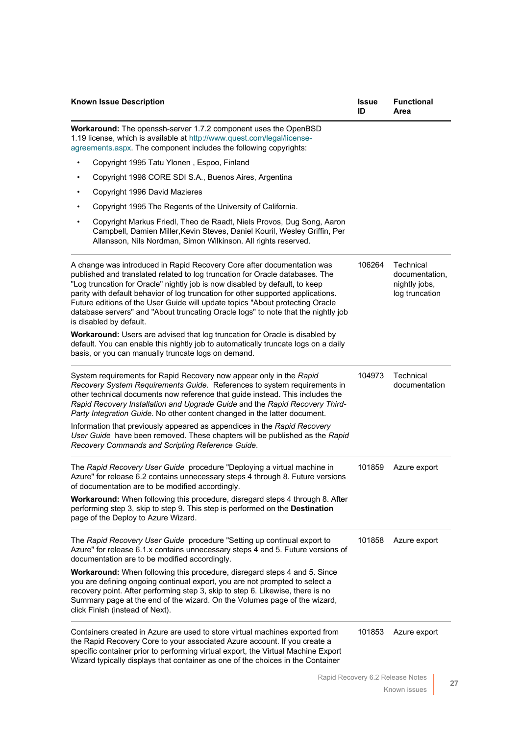| Known Issue Description | Issue ID | Functional Area |
|---|---|---|
| **Workaround:** The openssh-server 1.7.2 component uses the OpenBSD 1.19 license, which is available at http://www.quest.com/legal/license-agreements.aspx. The component includes the following copyrights:<br>• Copyright 1995 Tatu Ylonen , Espoo, Finland<br>• Copyright 1998 CORE SDI S.A., Buenos Aires, Argentina<br>• Copyright 1996 David Mazieres<br>• Copyright 1995 The Regents of the University of California.<br>• Copyright Markus Friedl, Theo de Raadt, Niels Provos, Dug Song, Aaron Campbell, Damien Miller,Kevin Steves, Daniel Kouril, Wesley Griffin, Per Allansson, Nils Nordman, Simon Wilkinson. All rights reserved. | | |
| A change was introduced in Rapid Recovery Core after documentation was published and translated related to log truncation for Oracle databases. The "Log truncation for Oracle" nightly job is now disabled by default, to keep parity with default behavior of log truncation for other supported applications. Future editions of the User Guide will update topics "About protecting Oracle database servers" and "About truncating Oracle logs" to note that the nightly job is disabled by default.<br>**Workaround:** Users are advised that log truncation for Oracle is disabled by default. You can enable this nightly job to automatically truncate logs on a daily basis, or you can manually truncate logs on demand. | 106264 | Technical documentation, nightly jobs, log truncation |
| System requirements for Rapid Recovery now appear only in the *Rapid Recovery System Requirements Guide*. References to system requirements in other technical documents now reference that guide instead. This includes the *Rapid Recovery Installation and Upgrade Guide* and the *Rapid Recovery Third-Party Integration Guide*. No other content changed in the latter document.<br>Information that previously appeared as appendices in the *Rapid Recovery User Guide* have been removed. These chapters will be published as the *Rapid Recovery Commands and Scripting Reference Guide*. | 104973 | Technical documentation |
| The *Rapid Recovery User Guide* procedure "Deploying a virtual machine in Azure" for release 6.2 contains unnecessary steps 4 through 8. Future versions of documentation are to be modified accordingly.<br>**Workaround:** When following this procedure, disregard steps 4 through 8. After performing step 3, skip to step 9. This step is performed on the **Destination** page of the Deploy to Azure Wizard. | 101859 | Azure export |
| The *Rapid Recovery User Guide* procedure "Setting up continual export to Azure" for release 6.1.x contains unnecessary steps 4 and 5. Future versions of documentation are to be modified accordingly.<br>**Workaround:** When following this procedure, disregard steps 4 and 5. Since you are defining ongoing continual export, you are not prompted to select a recovery point. After performing step 3, skip to step 6. Likewise, there is no Summary page at the end of the wizard. On the Volumes page of the wizard, click Finish (instead of Next). | 101858 | Azure export |
| Containers created in Azure are used to store virtual machines exported from the Rapid Recovery Core to your associated Azure account. If you create a specific container prior to performing virtual export, the Virtual Machine Export Wizard typically displays that container as one of the choices in the Container | 101853 | Azure export |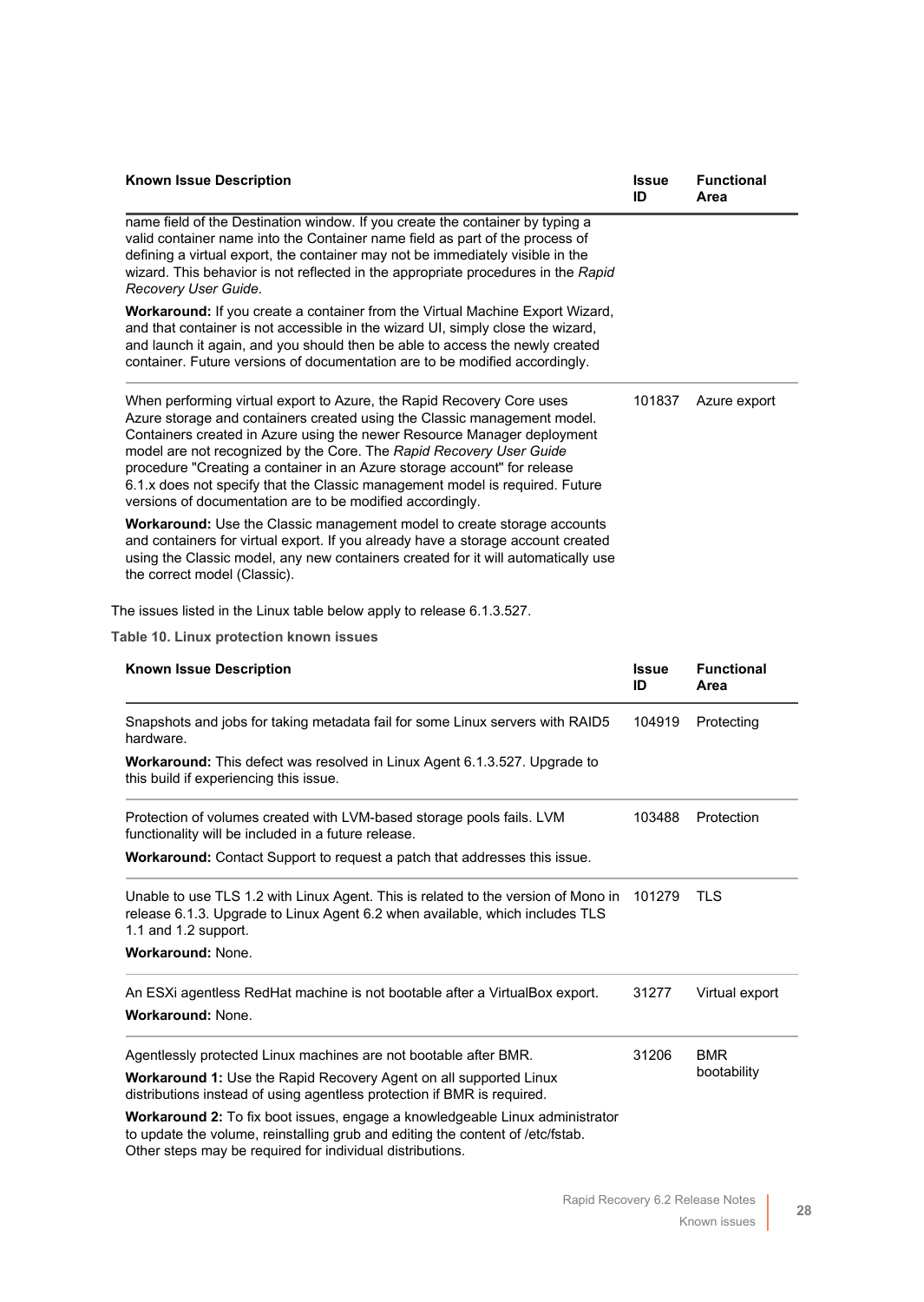| Known Issue Description | Issue ID | Functional Area |
| --- | --- | --- |
| name field of the Destination window. If you create the container by typing a valid container name into the Container name field as part of the process of defining a virtual export, the container may not be immediately visible in the wizard. This behavior is not reflected in the appropriate procedures in the *Rapid Recovery User Guide*.<br><br>**Workaround:** If you create a container from the Virtual Machine Export Wizard, and that container is not accessible in the wizard UI, simply close the wizard, and launch it again, and you should then be able to access the newly created container. Future versions of documentation are to be modified accordingly. | | |
| When performing virtual export to Azure, the Rapid Recovery Core uses Azure storage and containers created using the Classic management model. Containers created in Azure using the newer Resource Manager deployment model are not recognized by the Core. The *Rapid Recovery User Guide* procedure "Creating a container in an Azure storage account" for release 6.1.x does not specify that the Classic management model is required. Future versions of documentation are to be modified accordingly.<br><br>**Workaround:** Use the Classic management model to create storage accounts and containers for virtual export. If you already have a storage account created using the Classic model, any new containers created for it will automatically use the correct model (Classic). | 101837 | Azure export |

The issues listed in the Linux table below apply to release 6.1.3.527.

**Table 10. Linux protection known issues**

| Known Issue Description | Issue ID | Functional Area |
| --- | --- | --- |
| Snapshots and jobs for taking metadata fail for some Linux servers with RAID5 hardware.<br><br>**Workaround:** This defect was resolved in Linux Agent 6.1.3.527. Upgrade to this build if experiencing this issue. | 104919 | Protecting |
| Protection of volumes created with LVM-based storage pools fails. LVM functionality will be included in a future release.<br><br>**Workaround:** Contact Support to request a patch that addresses this issue. | 103488 | Protection |
| Unable to use TLS 1.2 with Linux Agent. This is related to the version of Mono in release 6.1.3. Upgrade to Linux Agent 6.2 when available, which includes TLS 1.1 and 1.2 support.<br><br>**Workaround:** None. | 101279 | TLS |
| An ESXi agentless RedHat machine is not bootable after a VirtualBox export.<br><br>**Workaround:** None. | 31277 | Virtual export |
| Agentlessly protected Linux machines are not bootable after BMR.<br><br>**Workaround 1:** Use the Rapid Recovery Agent on all supported Linux distributions instead of using agentless protection if BMR is required.<br><br>**Workaround 2:** To fix boot issues, engage a knowledgeable Linux administrator to update the volume, reinstalling grub and editing the content of /etc/fstab. Other steps may be required for individual distributions. | 31206 | BMR bootability |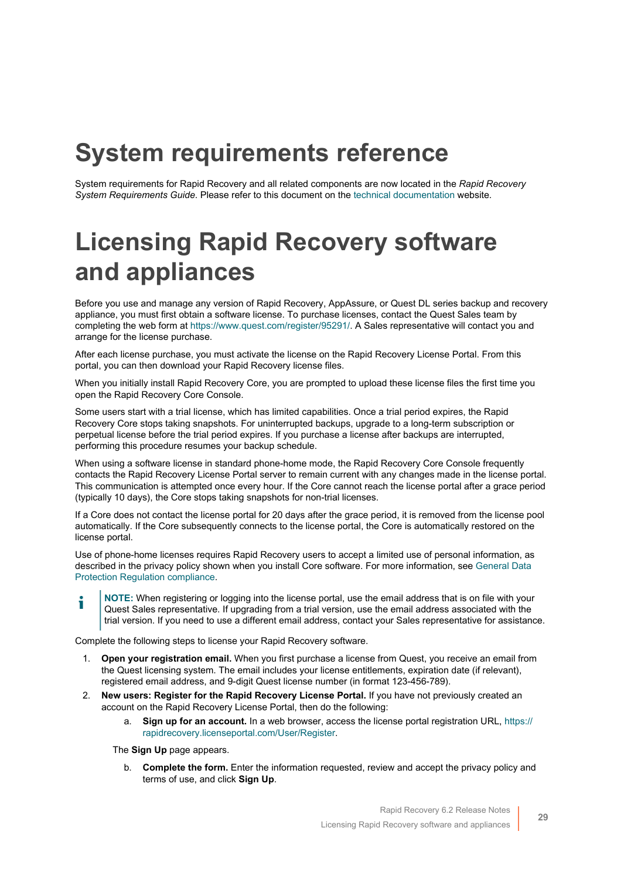# System requirements reference

System requirements for Rapid Recovery and all related components are now located in the *Rapid Recovery System Requirements Guide*. Please refer to this document on the technical documentation website.

# Licensing Rapid Recovery software and appliances

Before you use and manage any version of Rapid Recovery, AppAssure, or Quest DL series backup and recovery appliance, you must first obtain a software license. To purchase licenses, contact the Quest Sales team by completing the web form at https://www.quest.com/register/95291/. A Sales representative will contact you and arrange for the license purchase.

After each license purchase, you must activate the license on the Rapid Recovery License Portal. From this portal, you can then download your Rapid Recovery license files.

When you initially install Rapid Recovery Core, you are prompted to upload these license files the first time you open the Rapid Recovery Core Console.

Some users start with a trial license, which has limited capabilities. Once a trial period expires, the Rapid Recovery Core stops taking snapshots. For uninterrupted backups, upgrade to a long-term subscription or perpetual license before the trial period expires. If you purchase a license after backups are interrupted, performing this procedure resumes your backup schedule.

When using a software license in standard phone-home mode, the Rapid Recovery Core Console frequently contacts the Rapid Recovery License Portal server to remain current with any changes made in the license portal. This communication is attempted once every hour. If the Core cannot reach the license portal after a grace period (typically 10 days), the Core stops taking snapshots for non-trial licenses.

If a Core does not contact the license portal for 20 days after the grace period, it is removed from the license pool automatically. If the Core subsequently connects to the license portal, the Core is automatically restored on the license portal.

Use of phone-home licenses requires Rapid Recovery users to accept a limited use of personal information, as described in the privacy policy shown when you install Core software. For more information, see General Data Protection Regulation compliance.

> **NOTE:** When registering or logging into the license portal, use the email address that is on file with your Quest Sales representative. If upgrading from a trial version, use the email address associated with the trial version. If you need to use a different email address, contact your Sales representative for assistance.

Complete the following steps to license your Rapid Recovery software.

1. **Open your registration email.** When you first purchase a license from Quest, you receive an email from the Quest licensing system. The email includes your license entitlements, expiration date (if relevant), registered email address, and 9-digit Quest license number (in format 123-456-789).
2. **New users: Register for the Rapid Recovery License Portal.** If you have not previously created an account on the Rapid Recovery License Portal, then do the following:
    a. **Sign up for an account.** In a web browser, access the license portal registration URL, https://rapidrecovery.licenseportal.com/User/Register.

    The **Sign Up** page appears.

    b. **Complete the form.** Enter the information requested, review and accept the privacy policy and terms of use, and click **Sign Up**.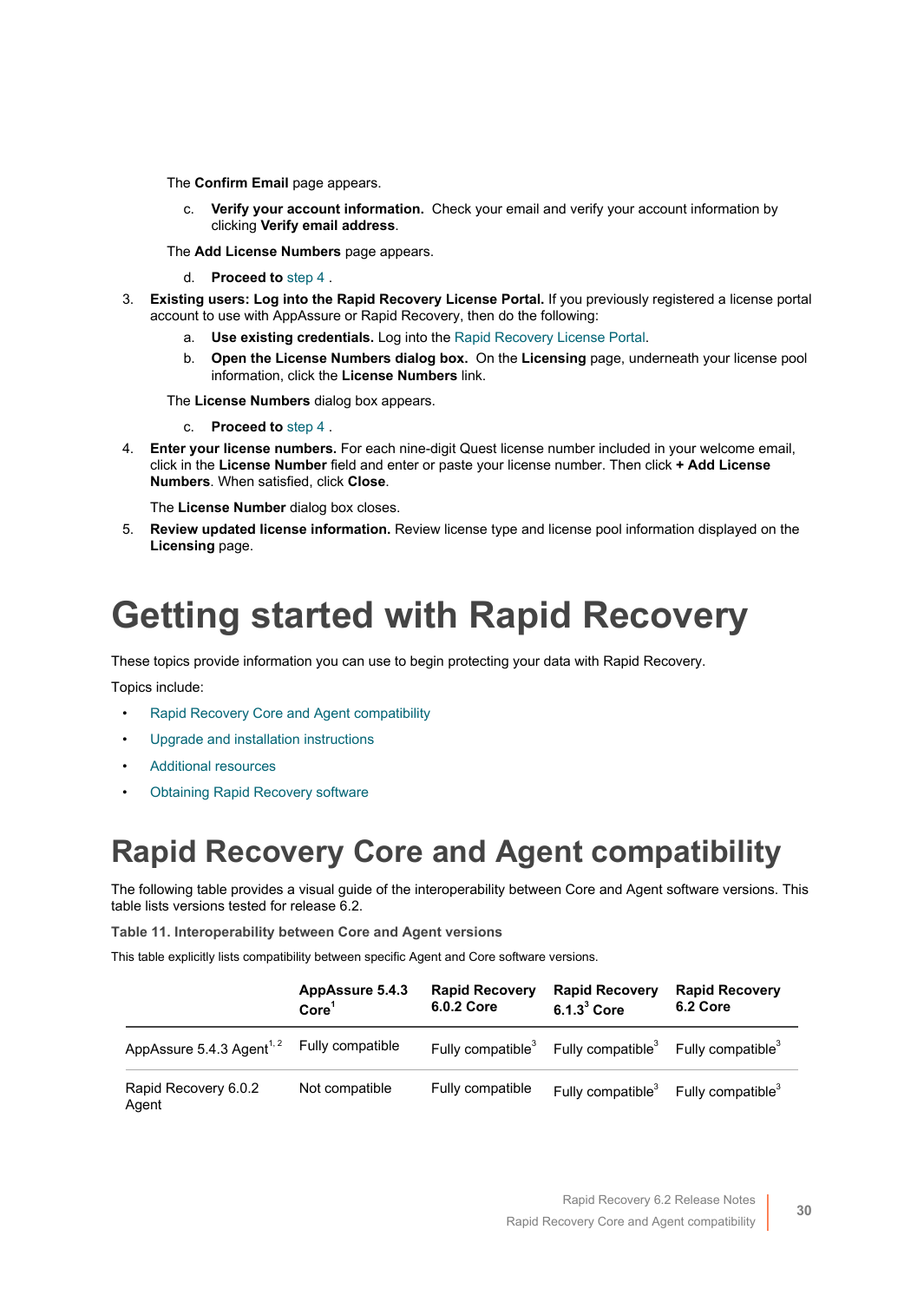The **Confirm Email** page appears.

c. **Verify your account information.** Check your email and verify your account information by clicking **Verify email address**.

The **Add License Numbers** page appears.

d. **Proceed to** step 4 .

3. **Existing users: Log into the Rapid Recovery License Portal.** If you previously registered a license portal account to use with AppAssure or Rapid Recovery, then do the following:
   a. **Use existing credentials.** Log into the Rapid Recovery License Portal.
   b. **Open the License Numbers dialog box.** On the **Licensing** page, underneath your license pool information, click the **License Numbers** link.

   The **License Numbers** dialog box appears.

   c. **Proceed to** step 4 .
4. **Enter your license numbers.** For each nine-digit Quest license number included in your welcome email, click in the **License Number** field and enter or paste your license number. Then click **+ Add License Numbers**. When satisfied, click **Close**.

   The **License Number** dialog box closes.
5. **Review updated license information.** Review license type and license pool information displayed on the **Licensing** page.

# Getting started with Rapid Recovery

These topics provide information you can use to begin protecting your data with Rapid Recovery.

Topics include:

- Rapid Recovery Core and Agent compatibility
- Upgrade and installation instructions
- Additional resources
- Obtaining Rapid Recovery software

# Rapid Recovery Core and Agent compatibility

The following table provides a visual guide of the interoperability between Core and Agent software versions. This table lists versions tested for release 6.2.

**Table 11. Interoperability between Core and Agent versions**

This table explicitly lists compatibility between specific Agent and Core software versions.

| | AppAssure 5.4.3 Core[1] | Rapid Recovery 6.0.2 Core | Rapid Recovery 6.1.3[3] Core | Rapid Recovery 6.2 Core |
|---|---|---|---|---|
| AppAssure 5.4.3 Agent[1, 2] | Fully compatible | Fully compatible[3] | Fully compatible[3] | Fully compatible[3] |
| Rapid Recovery 6.0.2 Agent | Not compatible | Fully compatible | Fully compatible[3] | Fully compatible[3] |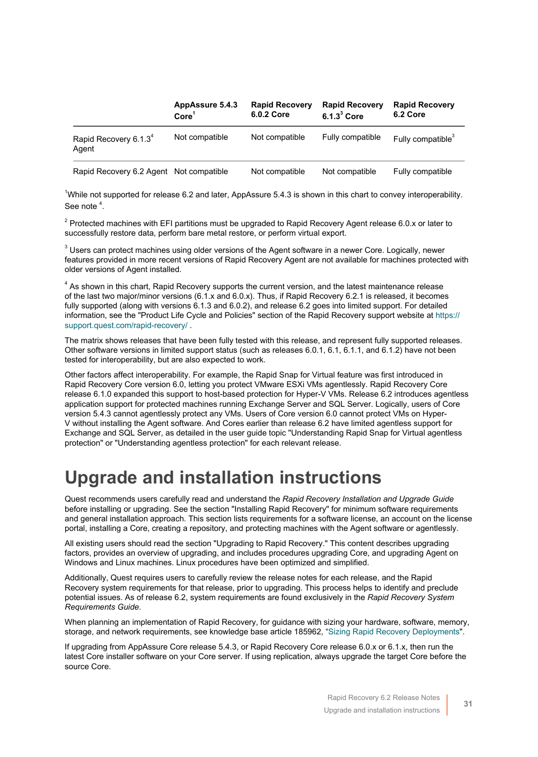| | AppAssure 5.4.3 Core[1] | Rapid Recovery 6.0.2 Core | Rapid Recovery 6.1.3[3] Core | Rapid Recovery 6.2 Core |
|---|---|---|---|---|
| Rapid Recovery 6.1.3[4] Agent | Not compatible | Not compatible | Fully compatible | Fully compatible[3] |
| Rapid Recovery 6.2 Agent | Not compatible | Not compatible | Not compatible | Fully compatible |

[1]While not supported for release 6.2 and later, AppAssure 5.4.3 is shown in this chart to convey interoperability. See note [4].

[2] Protected machines with EFI partitions must be upgraded to Rapid Recovery Agent release 6.0.x or later to successfully restore data, perform bare metal restore, or perform virtual export.

[3] Users can protect machines using older versions of the Agent software in a newer Core. Logically, newer features provided in more recent versions of Rapid Recovery Agent are not available for machines protected with older versions of Agent installed.

[4] As shown in this chart, Rapid Recovery supports the current version, and the latest maintenance release of the last two major/minor versions (6.1.x and 6.0.x). Thus, if Rapid Recovery 6.2.1 is released, it becomes fully supported (along with versions 6.1.3 and 6.0.2), and release 6.2 goes into limited support. For detailed information, see the "Product Life Cycle and Policies" section of the Rapid Recovery support website at https://support.quest.com/rapid-recovery/ .

The matrix shows releases that have been fully tested with this release, and represent fully supported releases. Other software versions in limited support status (such as releases 6.0.1, 6.1, 6.1.1, and 6.1.2) have not been tested for interoperability, but are also expected to work.

Other factors affect interoperability. For example, the Rapid Snap for Virtual feature was first introduced in Rapid Recovery Core version 6.0, letting you protect VMware ESXi VMs agentlessly. Rapid Recovery Core release 6.1.0 expanded this support to host-based protection for Hyper-V VMs. Release 6.2 introduces agentless application support for protected machines running Exchange Server and SQL Server. Logically, users of Core version 5.4.3 cannot agentlessly protect any VMs. Users of Core version 6.0 cannot protect VMs on Hyper-V without installing the Agent software. And Cores earlier than release 6.2 have limited agentless support for Exchange and SQL Server, as detailed in the user guide topic "Understanding Rapid Snap for Virtual agentless protection" or "Understanding agentless protection" for each relevant release.

# Upgrade and installation instructions

Quest recommends users carefully read and understand the *Rapid Recovery Installation and Upgrade Guide* before installing or upgrading. See the section "Installing Rapid Recovery" for minimum software requirements and general installation approach. This section lists requirements for a software license, an account on the license portal, installing a Core, creating a repository, and protecting machines with the Agent software or agentlessly.

All existing users should read the section "Upgrading to Rapid Recovery." This content describes upgrading factors, provides an overview of upgrading, and includes procedures upgrading Core, and upgrading Agent on Windows and Linux machines. Linux procedures have been optimized and simplified.

Additionally, Quest requires users to carefully review the release notes for each release, and the Rapid Recovery system requirements for that release, prior to upgrading. This process helps to identify and preclude potential issues. As of release 6.2, system requirements are found exclusively in the *Rapid Recovery System Requirements Guide*.

When planning an implementation of Rapid Recovery, for guidance with sizing your hardware, software, memory, storage, and network requirements, see knowledge base article 185962, "Sizing Rapid Recovery Deployments".

If upgrading from AppAssure Core release 5.4.3, or Rapid Recovery Core release 6.0.x or 6.1.x, then run the latest Core installer software on your Core server. If using replication, always upgrade the target Core before the source Core.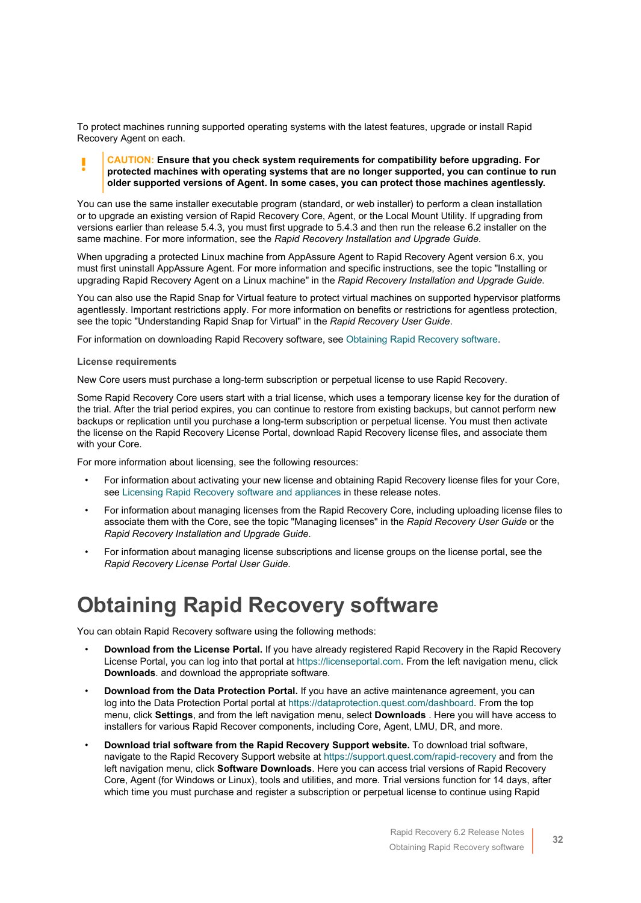To protect machines running supported operating systems with the latest features, upgrade or install Rapid Recovery Agent on each.

> **CAUTION: Ensure that you check system requirements for compatibility before upgrading. For protected machines with operating systems that are no longer supported, you can continue to run older supported versions of Agent. In some cases, you can protect those machines agentlessly.**

You can use the same installer executable program (standard, or web installer) to perform a clean installation or to upgrade an existing version of Rapid Recovery Core, Agent, or the Local Mount Utility. If upgrading from versions earlier than release 5.4.3, you must first upgrade to 5.4.3 and then run the release 6.2 installer on the same machine. For more information, see the *Rapid Recovery Installation and Upgrade Guide*.

When upgrading a protected Linux machine from AppAssure Agent to Rapid Recovery Agent version 6.x, you must first uninstall AppAssure Agent. For more information and specific instructions, see the topic "Installing or upgrading Rapid Recovery Agent on a Linux machine" in the *Rapid Recovery Installation and Upgrade Guide*.

You can also use the Rapid Snap for Virtual feature to protect virtual machines on supported hypervisor platforms agentlessly. Important restrictions apply. For more information on benefits or restrictions for agentless protection, see the topic "Understanding Rapid Snap for Virtual" in the *Rapid Recovery User Guide*.

For information on downloading Rapid Recovery software, see Obtaining Rapid Recovery software.

### License requirements

New Core users must purchase a long-term subscription or perpetual license to use Rapid Recovery.

Some Rapid Recovery Core users start with a trial license, which uses a temporary license key for the duration of the trial. After the trial period expires, you can continue to restore from existing backups, but cannot perform new backups or replication until you purchase a long-term subscription or perpetual license. You must then activate the license on the Rapid Recovery License Portal, download Rapid Recovery license files, and associate them with your Core.

For more information about licensing, see the following resources:

- For information about activating your new license and obtaining Rapid Recovery license files for your Core, see Licensing Rapid Recovery software and appliances in these release notes.
- For information about managing licenses from the Rapid Recovery Core, including uploading license files to associate them with the Core, see the topic "Managing licenses" in the *Rapid Recovery User Guide* or the *Rapid Recovery Installation and Upgrade Guide*.
- For information about managing license subscriptions and license groups on the license portal, see the *Rapid Recovery License Portal User Guide*.

# Obtaining Rapid Recovery software

You can obtain Rapid Recovery software using the following methods:

- **Download from the License Portal.** If you have already registered Rapid Recovery in the Rapid Recovery License Portal, you can log into that portal at https://licenseportal.com. From the left navigation menu, click **Downloads**. and download the appropriate software.
- **Download from the Data Protection Portal.** If you have an active maintenance agreement, you can log into the Data Protection Portal portal at https://dataprotection.quest.com/dashboard. From the top menu, click **Settings**, and from the left navigation menu, select **Downloads** . Here you will have access to installers for various Rapid Recover components, including Core, Agent, LMU, DR, and more.
- **Download trial software from the Rapid Recovery Support website.** To download trial software, navigate to the Rapid Recovery Support website at https://support.quest.com/rapid-recovery and from the left navigation menu, click **Software Downloads**. Here you can access trial versions of Rapid Recovery Core, Agent (for Windows or Linux), tools and utilities, and more. Trial versions function for 14 days, after which time you must purchase and register a subscription or perpetual license to continue using Rapid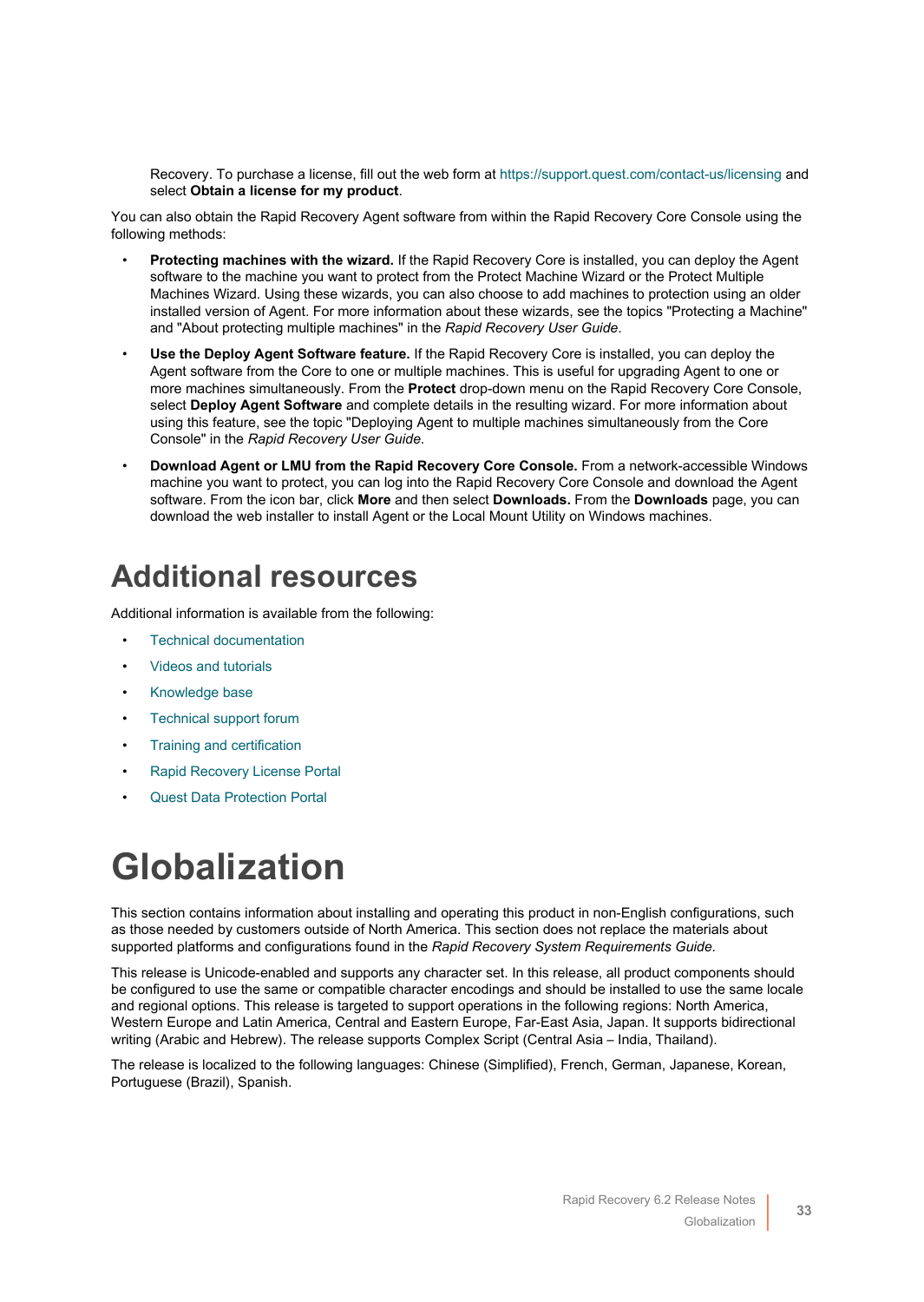Recovery. To purchase a license, fill out the web form at https://support.quest.com/contact-us/licensing and select **Obtain a license for my product**.

You can also obtain the Rapid Recovery Agent software from within the Rapid Recovery Core Console using the following methods:

- **Protecting machines with the wizard.** If the Rapid Recovery Core is installed, you can deploy the Agent software to the machine you want to protect from the Protect Machine Wizard or the Protect Multiple Machines Wizard. Using these wizards, you can also choose to add machines to protection using an older installed version of Agent. For more information about these wizards, see the topics "Protecting a Machine" and "About protecting multiple machines" in the *Rapid Recovery User Guide*.
- **Use the Deploy Agent Software feature.** If the Rapid Recovery Core is installed, you can deploy the Agent software from the Core to one or multiple machines. This is useful for upgrading Agent to one or more machines simultaneously. From the **Protect** drop-down menu on the Rapid Recovery Core Console, select **Deploy Agent Software** and complete details in the resulting wizard. For more information about using this feature, see the topic "Deploying Agent to multiple machines simultaneously from the Core Console" in the *Rapid Recovery User Guide*.
- **Download Agent or LMU from the Rapid Recovery Core Console.** From a network-accessible Windows machine you want to protect, you can log into the Rapid Recovery Core Console and download the Agent software. From the icon bar, click **More** and then select **Downloads.** From the **Downloads** page, you can download the web installer to install Agent or the Local Mount Utility on Windows machines.

## Additional resources

Additional information is available from the following:

- Technical documentation
- Videos and tutorials
- Knowledge base
- Technical support forum
- Training and certification
- Rapid Recovery License Portal
- Quest Data Protection Portal

# Globalization

This section contains information about installing and operating this product in non-English configurations, such as those needed by customers outside of North America. This section does not replace the materials about supported platforms and configurations found in the *Rapid Recovery System Requirements Guide*.

This release is Unicode-enabled and supports any character set. In this release, all product components should be configured to use the same or compatible character encodings and should be installed to use the same locale and regional options. This release is targeted to support operations in the following regions: North America, Western Europe and Latin America, Central and Eastern Europe, Far-East Asia, Japan. It supports bidirectional writing (Arabic and Hebrew). The release supports Complex Script (Central Asia – India, Thailand).

The release is localized to the following languages: Chinese (Simplified), French, German, Japanese, Korean, Portuguese (Brazil), Spanish.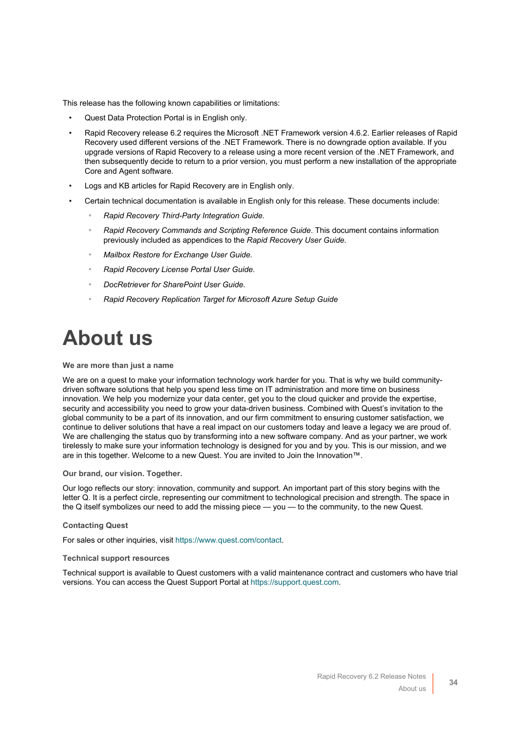This release has the following known capabilities or limitations:

- Quest Data Protection Portal is in English only.
- Rapid Recovery release 6.2 requires the Microsoft .NET Framework version 4.6.2. Earlier releases of Rapid Recovery used different versions of the .NET Framework. There is no downgrade option available. If you upgrade versions of Rapid Recovery to a release using a more recent version of the .NET Framework, and then subsequently decide to return to a prior version, you must perform a new installation of the appropriate Core and Agent software.
- Logs and KB articles for Rapid Recovery are in English only.
- Certain technical documentation is available in English only for this release. These documents include:
  - *Rapid Recovery Third-Party Integration Guide.*
  - *Rapid Recovery Commands and Scripting Reference Guide*. This document contains information previously included as appendices to the *Rapid Recovery User Guide.*
  - *Mailbox Restore for Exchange User Guide.*
  - *Rapid Recovery License Portal User Guide.*
  - *DocRetriever for SharePoint User Guide.*
  - *Rapid Recovery Replication Target for Microsoft Azure Setup Guide*

# About us

### We are more than just a name

We are on a quest to make your information technology work harder for you. That is why we build community-driven software solutions that help you spend less time on IT administration and more time on business innovation. We help you modernize your data center, get you to the cloud quicker and provide the expertise, security and accessibility you need to grow your data-driven business. Combined with Quest's invitation to the global community to be a part of its innovation, and our firm commitment to ensuring customer satisfaction, we continue to deliver solutions that have a real impact on our customers today and leave a legacy we are proud of. We are challenging the status quo by transforming into a new software company. And as your partner, we work tirelessly to make sure your information technology is designed for you and by you. This is our mission, and we are in this together. Welcome to a new Quest. You are invited to Join the Innovation™.

### Our brand, our vision. Together.

Our logo reflects our story: innovation, community and support. An important part of this story begins with the letter Q. It is a perfect circle, representing our commitment to technological precision and strength. The space in the Q itself symbolizes our need to add the missing piece — you — to the community, to the new Quest.

### Contacting Quest

For sales or other inquiries, visit https://www.quest.com/contact.

### Technical support resources

Technical support is available to Quest customers with a valid maintenance contract and customers who have trial versions. You can access the Quest Support Portal at https://support.quest.com.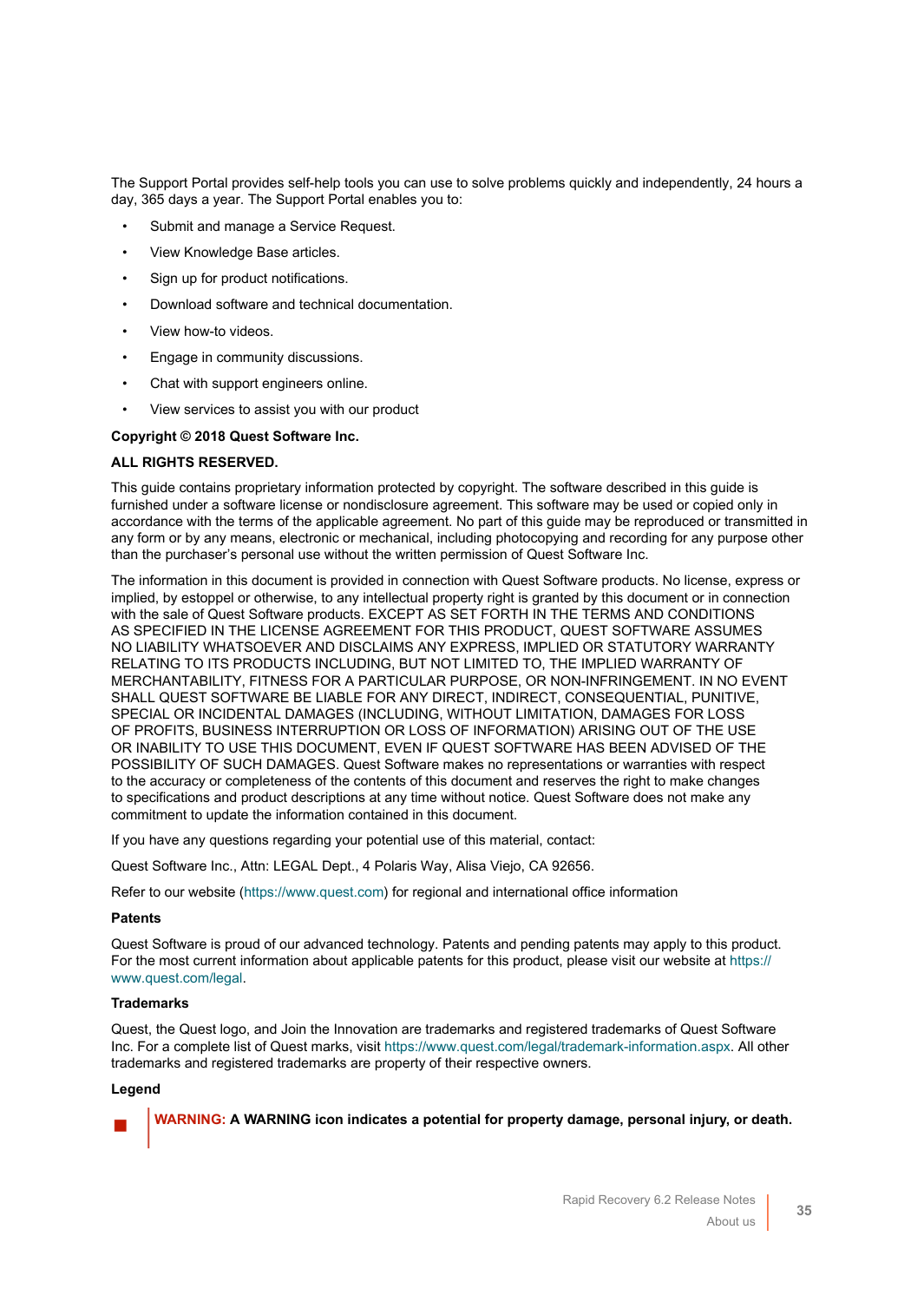The Support Portal provides self-help tools you can use to solve problems quickly and independently, 24 hours a day, 365 days a year. The Support Portal enables you to:

- Submit and manage a Service Request.
- View Knowledge Base articles.
- Sign up for product notifications.
- Download software and technical documentation.
- View how-to videos.
- Engage in community discussions.
- Chat with support engineers online.
- View services to assist you with our product

**Copyright © 2018 Quest Software Inc.**

**ALL RIGHTS RESERVED.**

This guide contains proprietary information protected by copyright. The software described in this guide is furnished under a software license or nondisclosure agreement. This software may be used or copied only in accordance with the terms of the applicable agreement. No part of this guide may be reproduced or transmitted in any form or by any means, electronic or mechanical, including photocopying and recording for any purpose other than the purchaser's personal use without the written permission of Quest Software Inc.

The information in this document is provided in connection with Quest Software products. No license, express or implied, by estoppel or otherwise, to any intellectual property right is granted by this document or in connection with the sale of Quest Software products. EXCEPT AS SET FORTH IN THE TERMS AND CONDITIONS AS SPECIFIED IN THE LICENSE AGREEMENT FOR THIS PRODUCT, QUEST SOFTWARE ASSUMES NO LIABILITY WHATSOEVER AND DISCLAIMS ANY EXPRESS, IMPLIED OR STATUTORY WARRANTY RELATING TO ITS PRODUCTS INCLUDING, BUT NOT LIMITED TO, THE IMPLIED WARRANTY OF MERCHANTABILITY, FITNESS FOR A PARTICULAR PURPOSE, OR NON-INFRINGEMENT. IN NO EVENT SHALL QUEST SOFTWARE BE LIABLE FOR ANY DIRECT, INDIRECT, CONSEQUENTIAL, PUNITIVE, SPECIAL OR INCIDENTAL DAMAGES (INCLUDING, WITHOUT LIMITATION, DAMAGES FOR LOSS OF PROFITS, BUSINESS INTERRUPTION OR LOSS OF INFORMATION) ARISING OUT OF THE USE OR INABILITY TO USE THIS DOCUMENT, EVEN IF QUEST SOFTWARE HAS BEEN ADVISED OF THE POSSIBILITY OF SUCH DAMAGES. Quest Software makes no representations or warranties with respect to the accuracy or completeness of the contents of this document and reserves the right to make changes to specifications and product descriptions at any time without notice. Quest Software does not make any commitment to update the information contained in this document.

If you have any questions regarding your potential use of this material, contact:

Quest Software Inc., Attn: LEGAL Dept., 4 Polaris Way, Alisa Viejo, CA 92656.

Refer to our website (https://www.quest.com) for regional and international office information

**Patents**

Quest Software is proud of our advanced technology. Patents and pending patents may apply to this product. For the most current information about applicable patents for this product, please visit our website at https://www.quest.com/legal.

**Trademarks**

Quest, the Quest logo, and Join the Innovation are trademarks and registered trademarks of Quest Software Inc. For a complete list of Quest marks, visit https://www.quest.com/legal/trademark-information.aspx. All other trademarks and registered trademarks are property of their respective owners.

**Legend**

**WARNING: A WARNING icon indicates a potential for property damage, personal injury, or death.**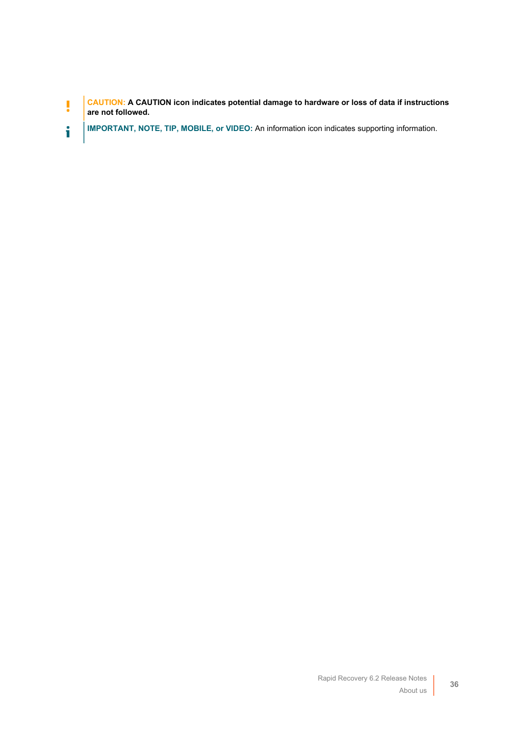! **CAUTION: A CAUTION icon indicates potential damage to hardware or loss of data if instructions are not followed.**

i **IMPORTANT, NOTE, TIP, MOBILE, or VIDEO:** An information icon indicates supporting information.